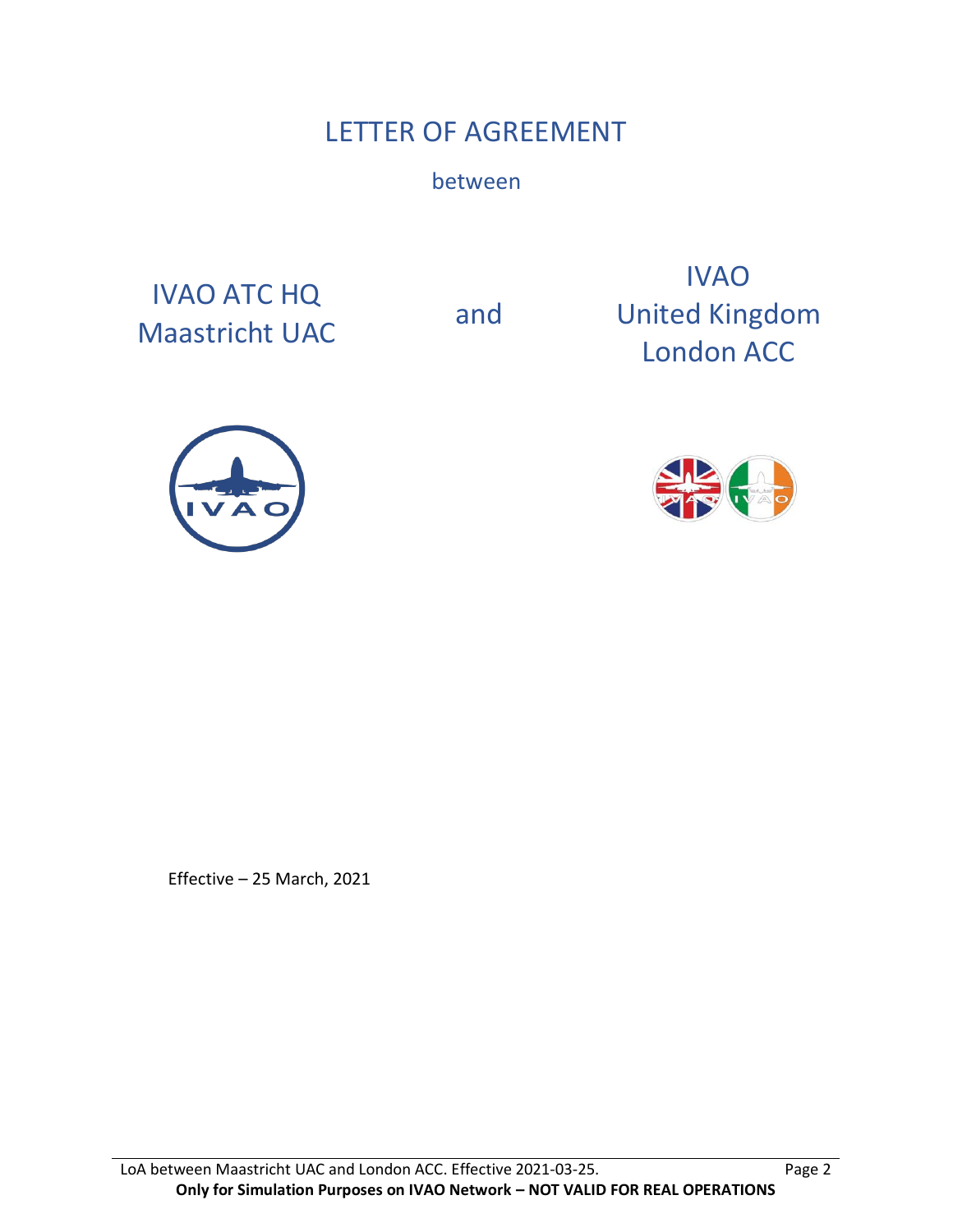# LETTER OF AGREEMENT

between

IVAO ATC HQ
Maastricht UAC

and

IVAO
United Kingdom
London ACC

Effective – 25 March, 2021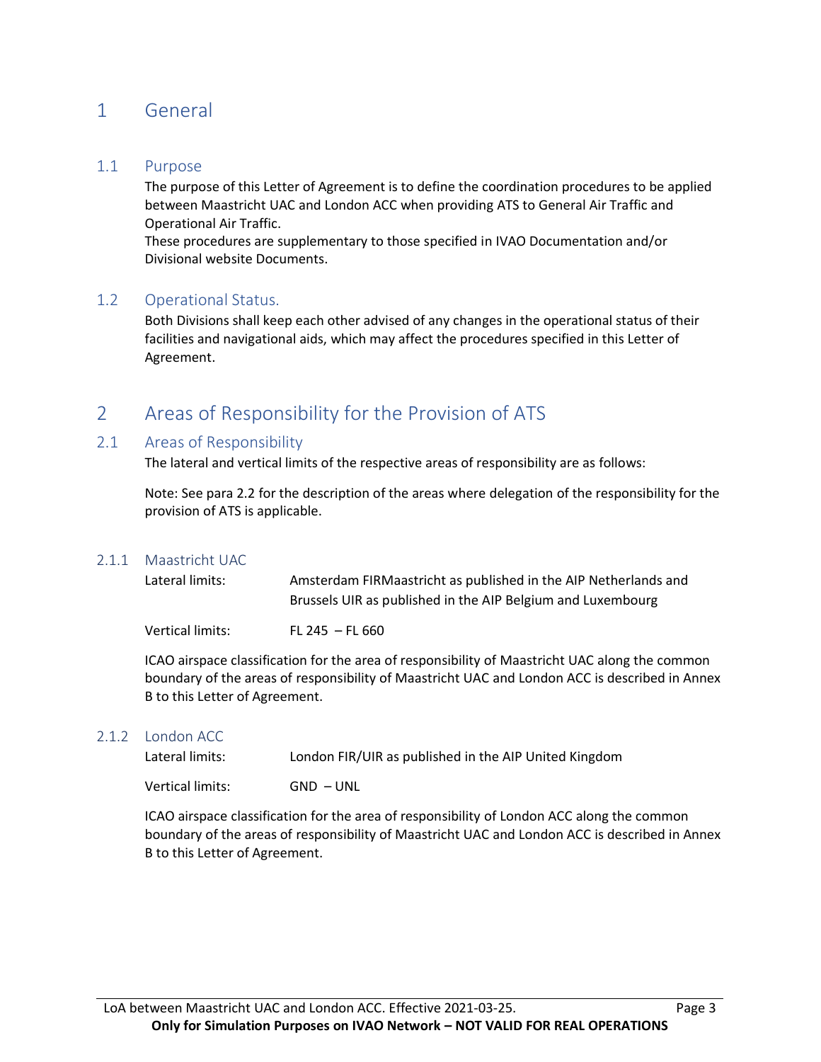# 1 General

## 1.1 Purpose

The purpose of this Letter of Agreement is to define the coordination procedures to be applied between Maastricht UAC and London ACC when providing ATS to General Air Traffic and Operational Air Traffic.

These procedures are supplementary to those specified in IVAO Documentation and/or Divisional website Documents.

## 1.2 Operational Status.

Both Divisions shall keep each other advised of any changes in the operational status of their facilities and navigational aids, which may affect the procedures specified in this Letter of Agreement.

# 2 Areas of Responsibility for the Provision of ATS

## 2.1 Areas of Responsibility

The lateral and vertical limits of the respective areas of responsibility are as follows:

Note: See para 2.2 for the description of the areas where delegation of the responsibility for the provision of ATS is applicable.

### 2.1.1 Maastricht UAC

| | |
|---|---|
| Lateral limits: | Amsterdam FIRMaastricht as published in the AIP Netherlands and Brussels UIR as published in the AIP Belgium and Luxembourg |
| Vertical limits: | FL 245 – FL 660 |

ICAO airspace classification for the area of responsibility of Maastricht UAC along the common boundary of the areas of responsibility of Maastricht UAC and London ACC is described in Annex B to this Letter of Agreement.

### 2.1.2 London ACC

| | |
|---|---|
| Lateral limits: | London FIR/UIR as published in the AIP United Kingdom |
| Vertical limits: | GND – UNL |

ICAO airspace classification for the area of responsibility of London ACC along the common boundary of the areas of responsibility of Maastricht UAC and London ACC is described in Annex B to this Letter of Agreement.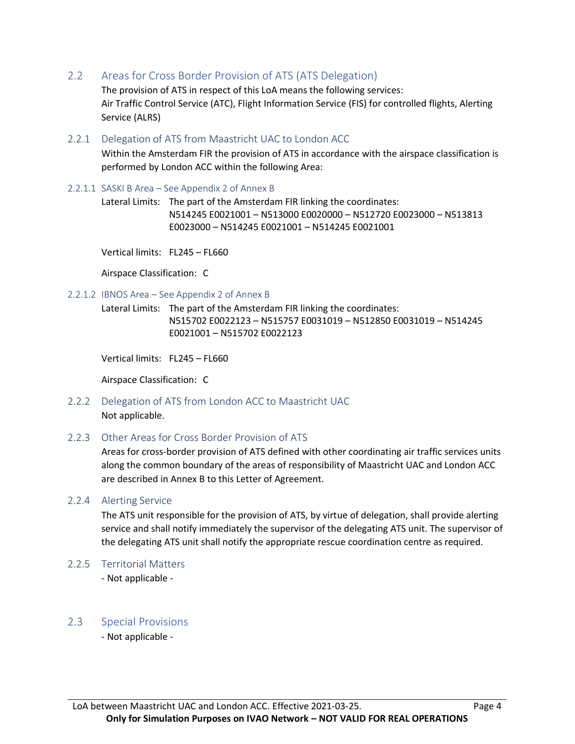## 2.2 Areas for Cross Border Provision of ATS (ATS Delegation)

The provision of ATS in respect of this LoA means the following services:
Air Traffic Control Service (ATC), Flight Information Service (FIS) for controlled flights, Alerting Service (ALRS)

### 2.2.1 Delegation of ATS from Maastricht UAC to London ACC

Within the Amsterdam FIR the provision of ATS in accordance with the airspace classification is performed by London ACC within the following Area:

#### 2.2.1.1 SASKI B Area – See Appendix 2 of Annex B

Lateral Limits: The part of the Amsterdam FIR linking the coordinates:
N514245 E0021001 – N513000 E0020000 – N512720 E0023000 – N513813 E0023000 – N514245 E0021001 – N514245 E0021001

Vertical limits: FL245 – FL660

Airspace Classification: C

#### 2.2.1.2 IBNOS Area – See Appendix 2 of Annex B

Lateral Limits: The part of the Amsterdam FIR linking the coordinates:
N515702 E0022123 – N515757 E0031019 – N512850 E0031019 – N514245 E0021001 – N515702 E0022123

Vertical limits: FL245 – FL660

Airspace Classification: C

### 2.2.2 Delegation of ATS from London ACC to Maastricht UAC

Not applicable.

### 2.2.3 Other Areas for Cross Border Provision of ATS

Areas for cross-border provision of ATS defined with other coordinating air traffic services units along the common boundary of the areas of responsibility of Maastricht UAC and London ACC are described in Annex B to this Letter of Agreement.

### 2.2.4 Alerting Service

The ATS unit responsible for the provision of ATS, by virtue of delegation, shall provide alerting service and shall notify immediately the supervisor of the delegating ATS unit. The supervisor of the delegating ATS unit shall notify the appropriate rescue coordination centre as required.

### 2.2.5 Territorial Matters

- Not applicable -

## 2.3 Special Provisions

- Not applicable -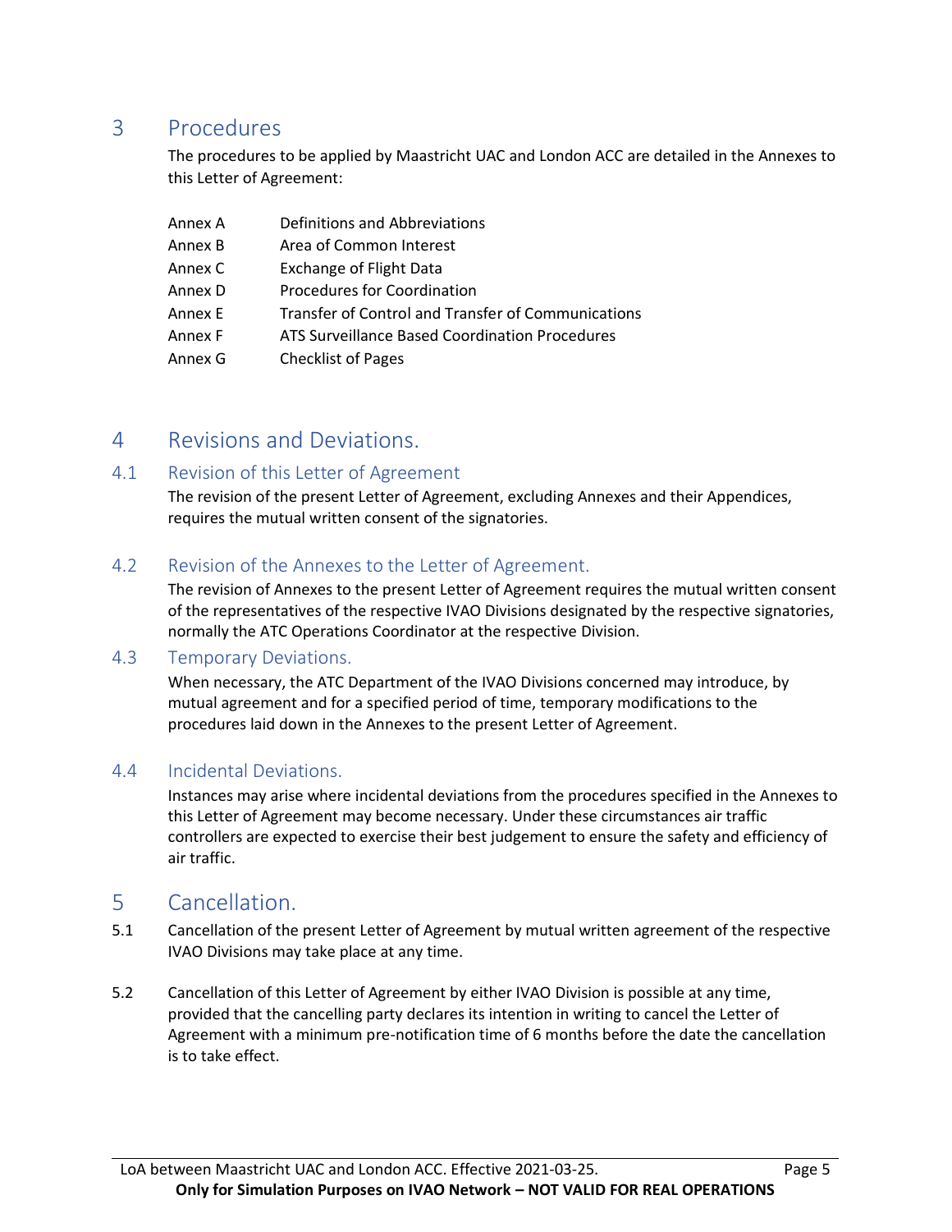# 3 Procedures

The procedures to be applied by Maastricht UAC and London ACC are detailed in the Annexes to this Letter of Agreement:

| | |
|---|---|
| Annex A | Definitions and Abbreviations |
| Annex B | Area of Common Interest |
| Annex C | Exchange of Flight Data |
| Annex D | Procedures for Coordination |
| Annex E | Transfer of Control and Transfer of Communications |
| Annex F | ATS Surveillance Based Coordination Procedures |
| Annex G | Checklist of Pages |

# 4 Revisions and Deviations.

## 4.1 Revision of this Letter of Agreement

The revision of the present Letter of Agreement, excluding Annexes and their Appendices, requires the mutual written consent of the signatories.

## 4.2 Revision of the Annexes to the Letter of Agreement.

The revision of Annexes to the present Letter of Agreement requires the mutual written consent of the representatives of the respective IVAO Divisions designated by the respective signatories, normally the ATC Operations Coordinator at the respective Division.

## 4.3 Temporary Deviations.

When necessary, the ATC Department of the IVAO Divisions concerned may introduce, by mutual agreement and for a specified period of time, temporary modifications to the procedures laid down in the Annexes to the present Letter of Agreement.

## 4.4 Incidental Deviations.

Instances may arise where incidental deviations from the procedures specified in the Annexes to this Letter of Agreement may become necessary. Under these circumstances air traffic controllers are expected to exercise their best judgement to ensure the safety and efficiency of air traffic.

# 5 Cancellation.

5.1 Cancellation of the present Letter of Agreement by mutual written agreement of the respective IVAO Divisions may take place at any time.

5.2 Cancellation of this Letter of Agreement by either IVAO Division is possible at any time, provided that the cancelling party declares its intention in writing to cancel the Letter of Agreement with a minimum pre-notification time of 6 months before the date the cancellation is to take effect.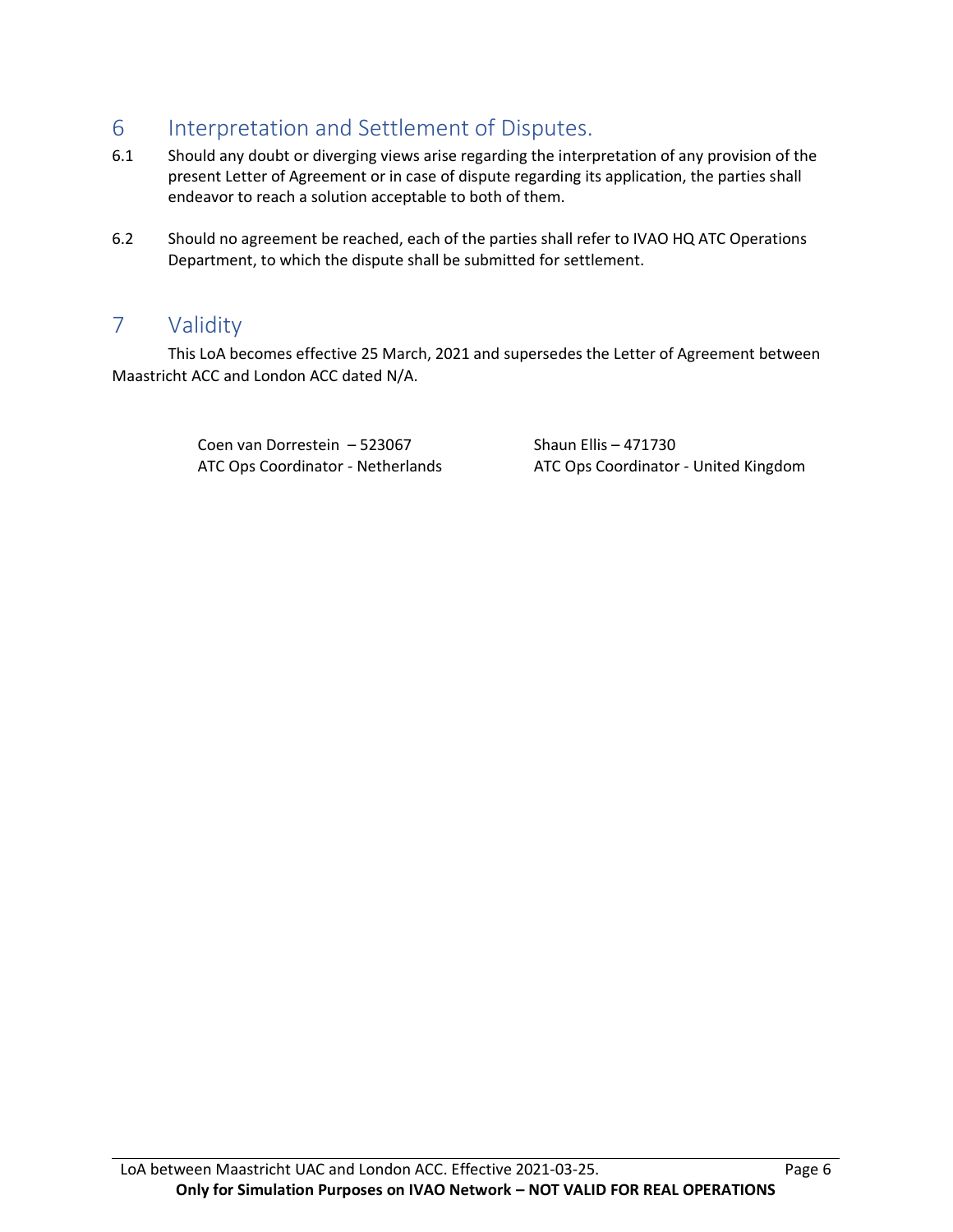## 6 Interpretation and Settlement of Disputes.

6.1 Should any doubt or diverging views arise regarding the interpretation of any provision of the present Letter of Agreement or in case of dispute regarding its application, the parties shall endeavor to reach a solution acceptable to both of them.

6.2 Should no agreement be reached, each of the parties shall refer to IVAO HQ ATC Operations Department, to which the dispute shall be submitted for settlement.

## 7 Validity

This LoA becomes effective 25 March, 2021 and supersedes the Letter of Agreement between Maastricht ACC and London ACC dated N/A.

| | |
|---|---|
| Coen van Dorrestein – 523067 | Shaun Ellis – 471730 |
| ATC Ops Coordinator - Netherlands | ATC Ops Coordinator - United Kingdom |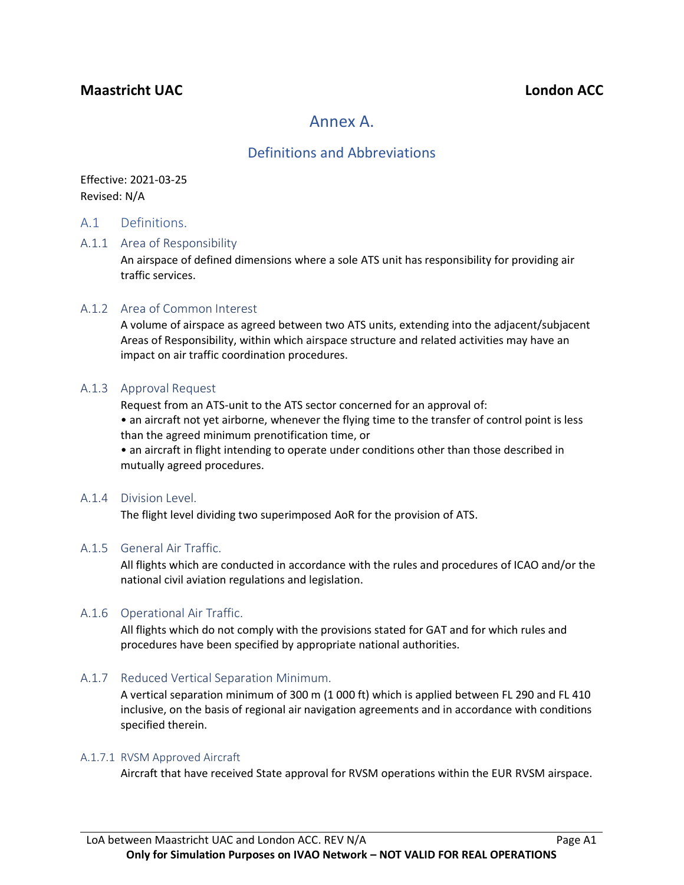# Annex A.

## Definitions and Abbreviations

Effective: 2021-03-25
Revised: N/A

### A.1 Definitions.

#### A.1.1 Area of Responsibility

An airspace of defined dimensions where a sole ATS unit has responsibility for providing air traffic services.

#### A.1.2 Area of Common Interest

A volume of airspace as agreed between two ATS units, extending into the adjacent/subjacent Areas of Responsibility, within which airspace structure and related activities may have an impact on air traffic coordination procedures.

#### A.1.3 Approval Request

Request from an ATS-unit to the ATS sector concerned for an approval of:

- an aircraft not yet airborne, whenever the flying time to the transfer of control point is less than the agreed minimum prenotification time, or
- an aircraft in flight intending to operate under conditions other than those described in mutually agreed procedures.

#### A.1.4 Division Level.

The flight level dividing two superimposed AoR for the provision of ATS.

#### A.1.5 General Air Traffic.

All flights which are conducted in accordance with the rules and procedures of ICAO and/or the national civil aviation regulations and legislation.

#### A.1.6 Operational Air Traffic.

All flights which do not comply with the provisions stated for GAT and for which rules and procedures have been specified by appropriate national authorities.

#### A.1.7 Reduced Vertical Separation Minimum.

A vertical separation minimum of 300 m (1 000 ft) which is applied between FL 290 and FL 410 inclusive, on the basis of regional air navigation agreements and in accordance with conditions specified therein.

##### A.1.7.1 RVSM Approved Aircraft

Aircraft that have received State approval for RVSM operations within the EUR RVSM airspace.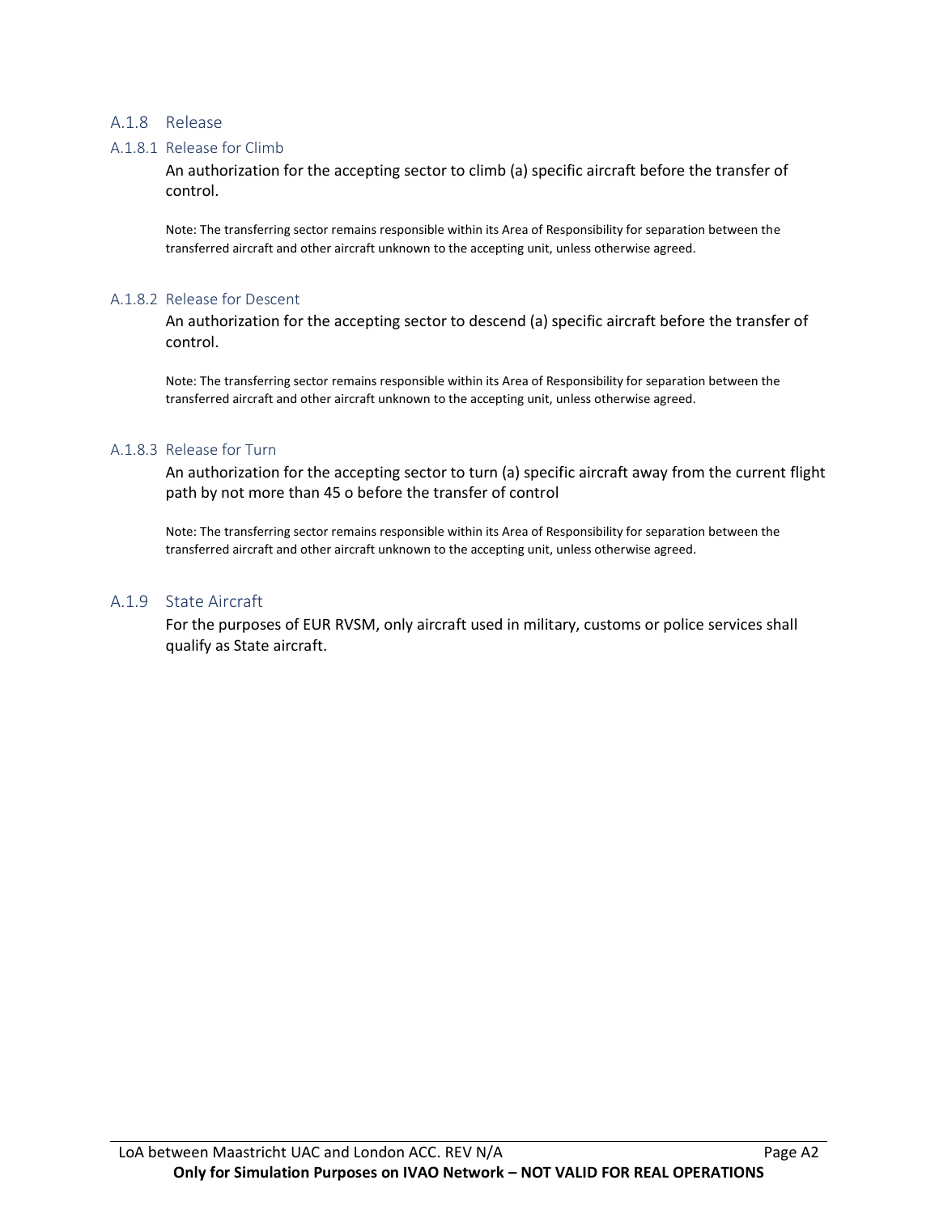## A.1.8 Release

### A.1.8.1 Release for Climb

An authorization for the accepting sector to climb (a) specific aircraft before the transfer of control.

Note: The transferring sector remains responsible within its Area of Responsibility for separation between the transferred aircraft and other aircraft unknown to the accepting unit, unless otherwise agreed.

### A.1.8.2 Release for Descent

An authorization for the accepting sector to descend (a) specific aircraft before the transfer of control.

Note: The transferring sector remains responsible within its Area of Responsibility for separation between the transferred aircraft and other aircraft unknown to the accepting unit, unless otherwise agreed.

### A.1.8.3 Release for Turn

An authorization for the accepting sector to turn (a) specific aircraft away from the current flight path by not more than 45 o before the transfer of control

Note: The transferring sector remains responsible within its Area of Responsibility for separation between the transferred aircraft and other aircraft unknown to the accepting unit, unless otherwise agreed.

## A.1.9 State Aircraft

For the purposes of EUR RVSM, only aircraft used in military, customs or police services shall qualify as State aircraft.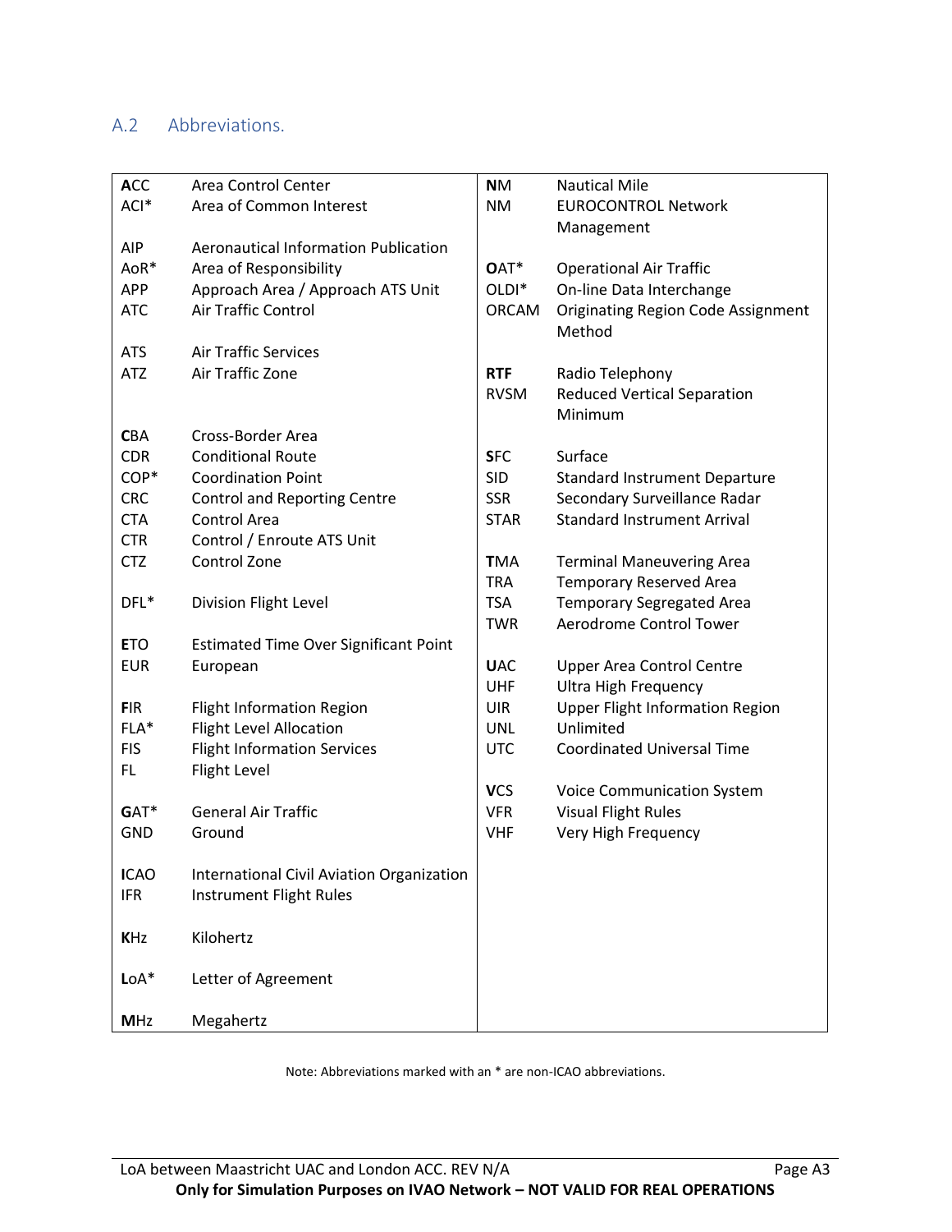## A.2 Abbreviations.

| Abbreviation | Meaning | Abbreviation | Meaning |
|---|---|---|---|
| **A**CC | Area Control Center | **N**M | Nautical Mile |
| ACI* | Area of Common Interest | NM | EUROCONTROL Network Management |
| AIP | Aeronautical Information Publication | | |
| AoR* | Area of Responsibility | **O**AT* | Operational Air Traffic |
| APP | Approach Area / Approach ATS Unit | OLDI* | On-line Data Interchange |
| ATC | Air Traffic Control | ORCAM | Originating Region Code Assignment Method |
| ATS | Air Traffic Services | | |
| ATZ | Air Traffic Zone | **RTF** | Radio Telephony |
| | | RVSM | Reduced Vertical Separation Minimum |
| **C**BA | Cross-Border Area | | |
| CDR | Conditional Route | **S**FC | Surface |
| COP* | Coordination Point | SID | Standard Instrument Departure |
| CRC | Control and Reporting Centre | SSR | Secondary Surveillance Radar |
| CTA | Control Area | STAR | Standard Instrument Arrival |
| CTR | Control / Enroute ATS Unit | | |
| CTZ | Control Zone | **T**MA | Terminal Maneuvering Area |
| | | TRA | Temporary Reserved Area |
| DFL* | Division Flight Level | TSA | Temporary Segregated Area |
| | | TWR | Aerodrome Control Tower |
| **E**TO | Estimated Time Over Significant Point | | |
| EUR | European | **U**AC | Upper Area Control Centre |
| | | UHF | Ultra High Frequency |
| **F**IR | Flight Information Region | UIR | Upper Flight Information Region |
| FLA* | Flight Level Allocation | UNL | Unlimited |
| FIS | Flight Information Services | UTC | Coordinated Universal Time |
| FL | Flight Level | | |
| | | **V**CS | Voice Communication System |
| **G**AT* | General Air Traffic | VFR | Visual Flight Rules |
| GND | Ground | VHF | Very High Frequency |
| **I**CAO | International Civil Aviation Organization | | |
| IFR | Instrument Flight Rules | | |
| **K**Hz | Kilohertz | | |
| **L**oA* | Letter of Agreement | | |
| **M**Hz | Megahertz | | |

Note: Abbreviations marked with an * are non-ICAO abbreviations.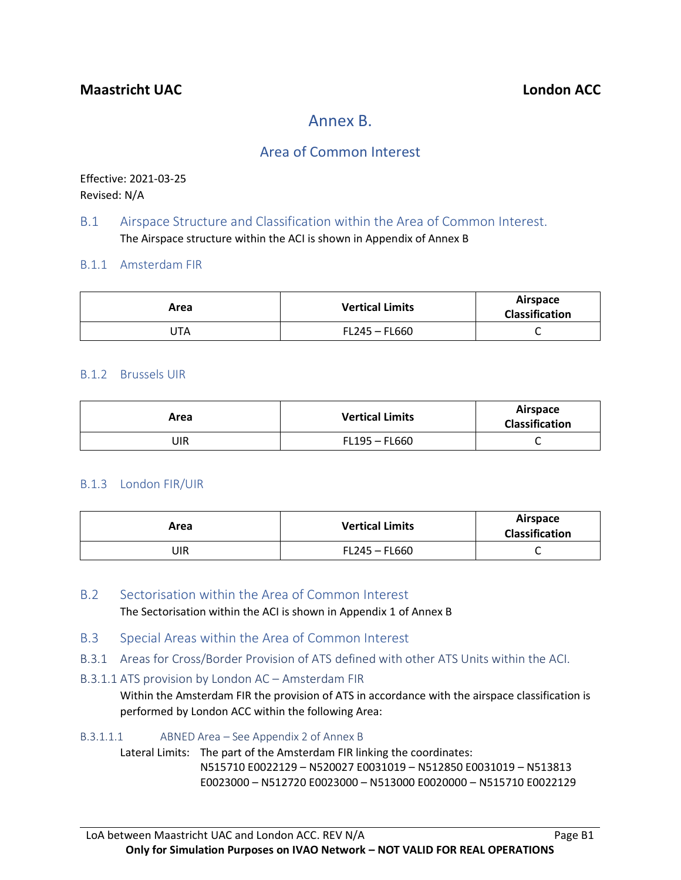**Maastricht UAC** **London ACC**

# Annex B.

## Area of Common Interest

Effective: 2021-03-25
Revised: N/A

## B.1 Airspace Structure and Classification within the Area of Common Interest.

The Airspace structure within the ACI is shown in Appendix of Annex B

### B.1.1 Amsterdam FIR

| Area | Vertical Limits | Airspace Classification |
|---|---|---|
| UTA | FL245 – FL660 | C |

### B.1.2 Brussels UIR

| Area | Vertical Limits | Airspace Classification |
|---|---|---|
| UIR | FL195 – FL660 | C |

### B.1.3 London FIR/UIR

| Area | Vertical Limits | Airspace Classification |
|---|---|---|
| UIR | FL245 – FL660 | C |

## B.2 Sectorisation within the Area of Common Interest

The Sectorisation within the ACI is shown in Appendix 1 of Annex B

## B.3 Special Areas within the Area of Common Interest

### B.3.1 Areas for Cross/Border Provision of ATS defined with other ATS Units within the ACI.

#### B.3.1.1 ATS provision by London AC – Amsterdam FIR

Within the Amsterdam FIR the provision of ATS in accordance with the airspace classification is performed by London ACC within the following Area:

##### B.3.1.1.1 ABNED Area – See Appendix 2 of Annex B

Lateral Limits: The part of the Amsterdam FIR linking the coordinates:
N515710 E0022129 – N520027 E0031019 – N512850 E0031019 – N513813 E0023000 – N512720 E0023000 – N513000 E0020000 – N515710 E0022129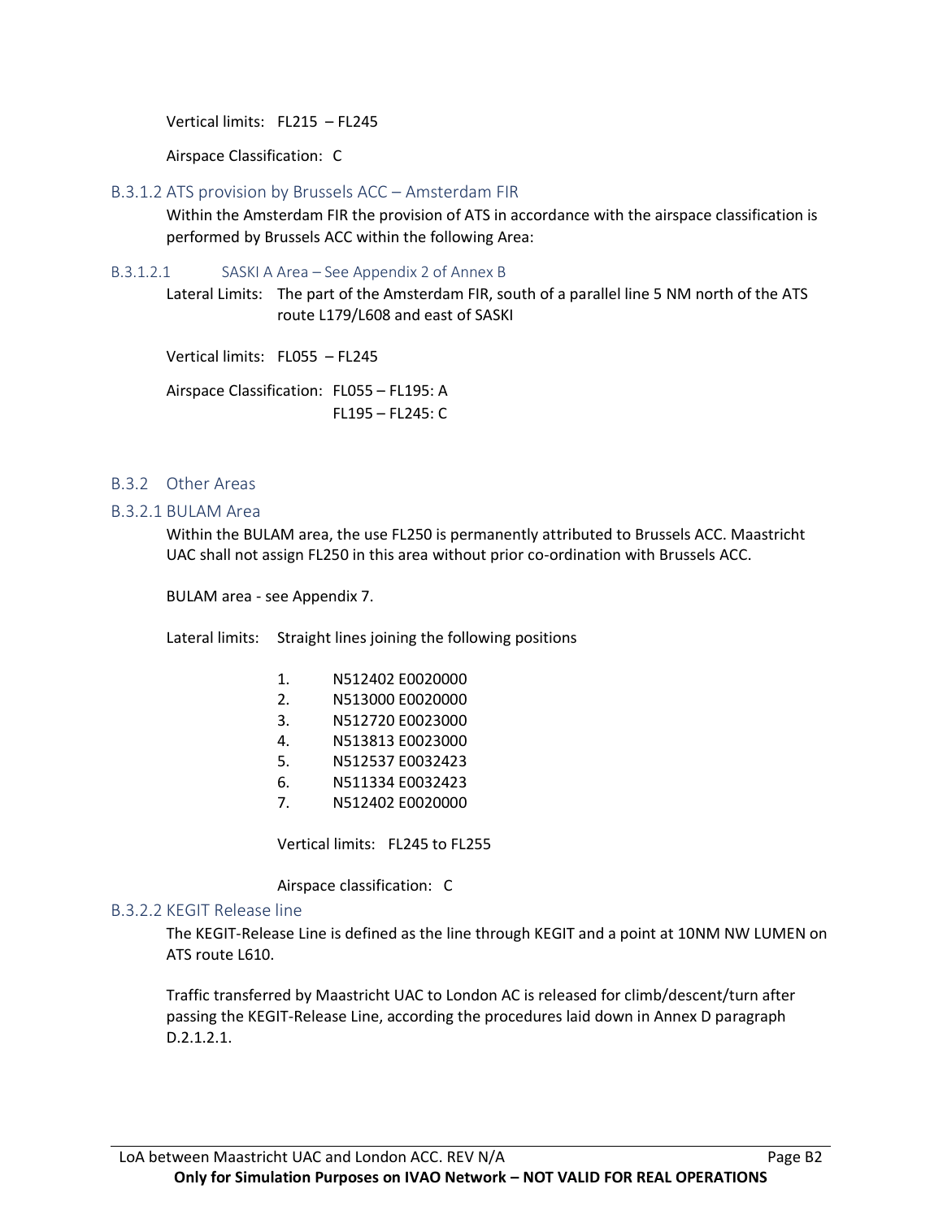Vertical limits: FL215 – FL245

Airspace Classification: C

### B.3.1.2 ATS provision by Brussels ACC – Amsterdam FIR

Within the Amsterdam FIR the provision of ATS in accordance with the airspace classification is performed by Brussels ACC within the following Area:

#### B.3.1.2.1 SASKI A Area – See Appendix 2 of Annex B

Lateral Limits: The part of the Amsterdam FIR, south of a parallel line 5 NM north of the ATS route L179/L608 and east of SASKI

Vertical limits: FL055 – FL245

Airspace Classification: FL055 – FL195: A
FL195 – FL245: C

## B.3.2 Other Areas

### B.3.2.1 BULAM Area

Within the BULAM area, the use FL250 is permanently attributed to Brussels ACC. Maastricht UAC shall not assign FL250 in this area without prior co-ordination with Brussels ACC.

BULAM area - see Appendix 7.

Lateral limits: Straight lines joining the following positions

1. N512402 E0020000
2. N513000 E0020000
3. N512720 E0023000
4. N513813 E0023000
5. N512537 E0032423
6. N511334 E0032423
7. N512402 E0020000

Vertical limits: FL245 to FL255

Airspace classification: C

### B.3.2.2 KEGIT Release line

The KEGIT-Release Line is defined as the line through KEGIT and a point at 10NM NW LUMEN on ATS route L610.

Traffic transferred by Maastricht UAC to London AC is released for climb/descent/turn after passing the KEGIT-Release Line, according the procedures laid down in Annex D paragraph D.2.1.2.1.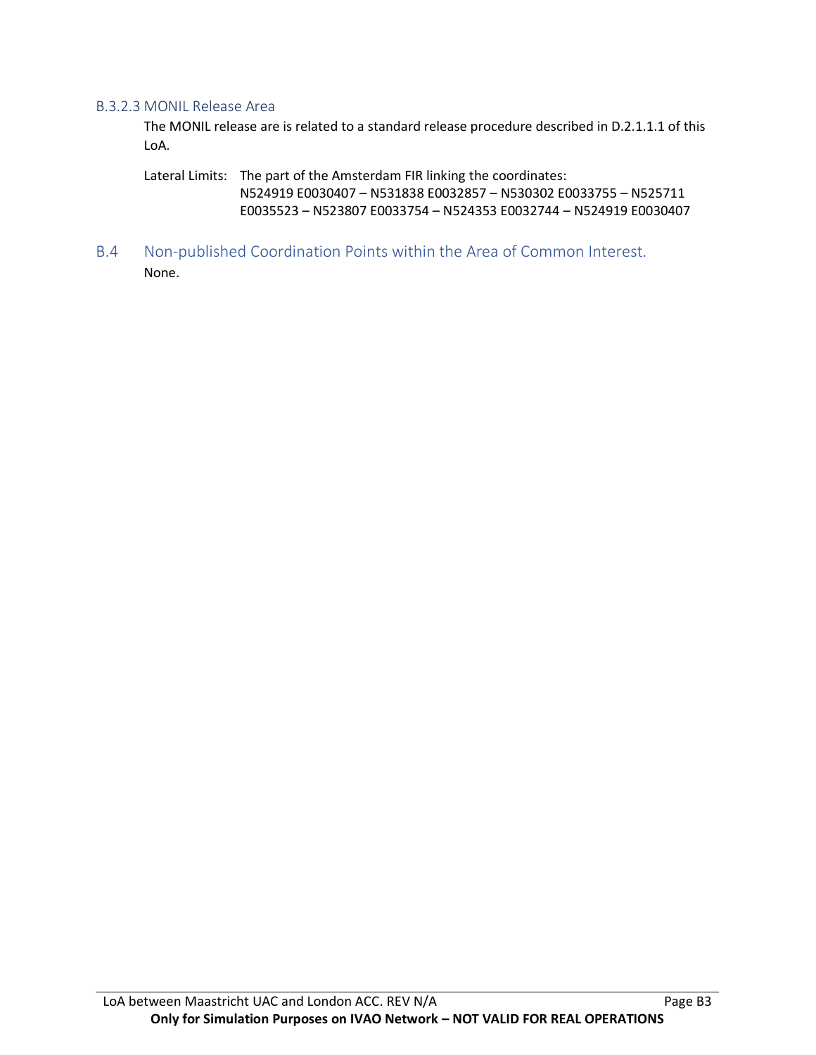#### B.3.2.3 MONIL Release Area

The MONIL release are is related to a standard release procedure described in D.2.1.1.1 of this LoA.

Lateral Limits: The part of the Amsterdam FIR linking the coordinates: N524919 E0030407 – N531838 E0032857 – N530302 E0033755 – N525711 E0035523 – N523807 E0033754 – N524353 E0032744 – N524919 E0030407

### B.4 Non-published Coordination Points within the Area of Common Interest.

None.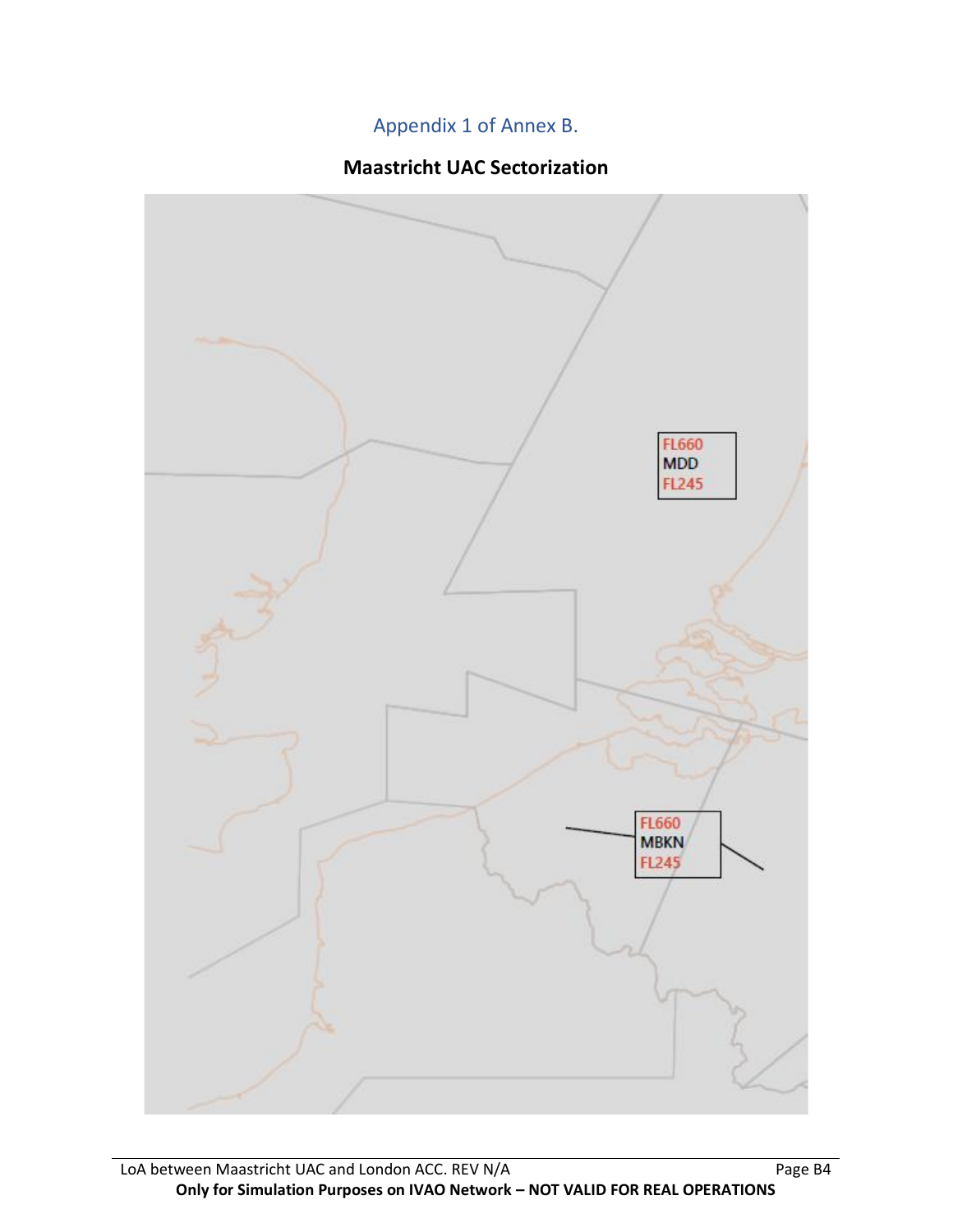Appendix 1 of Annex B.

## Maastricht UAC Sectorization

FL660
MDD
FL245

FL660
MBKN
FL245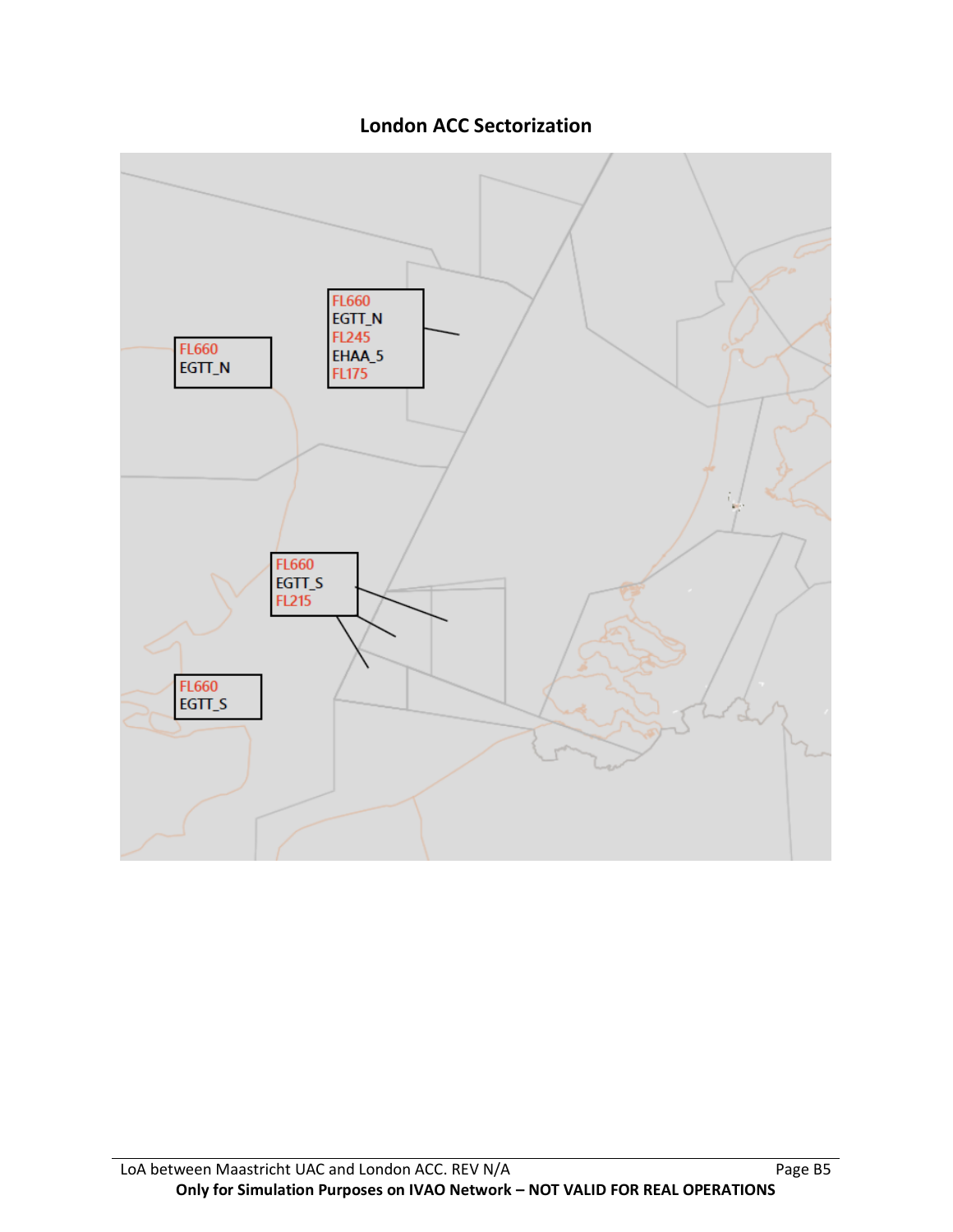## London ACC Sectorization

FL660
EGTT_N

FL660
EGTT_N
FL245
EHAA_5
FL175

FL660
EGTT_S
FL215

FL660
EGTT_S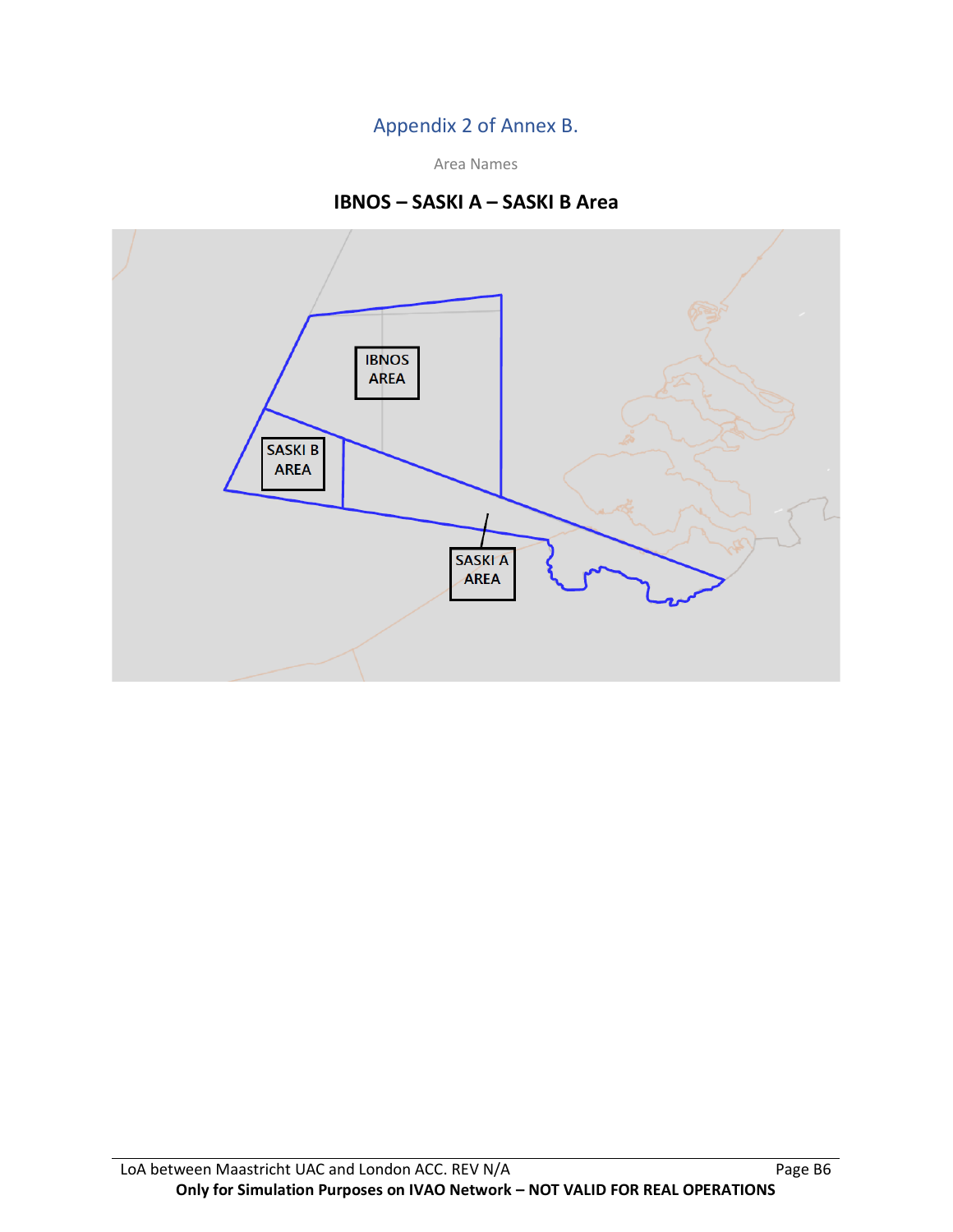## Appendix 2 of Annex B.

Area Names

**IBNOS – SASKI A – SASKI B Area**

IBNOS AREA

SASKI B AREA

SASKI A AREA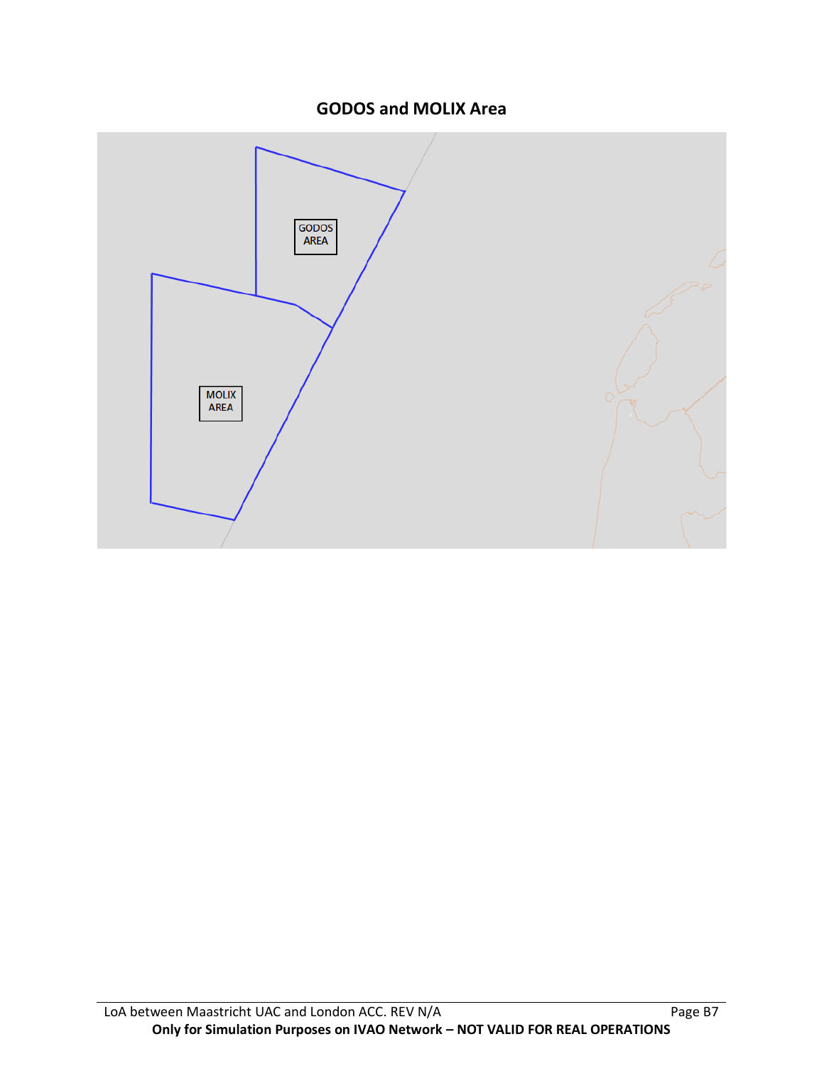## GODOS and MOLIX Area

GODOS AREA

MOLIX AREA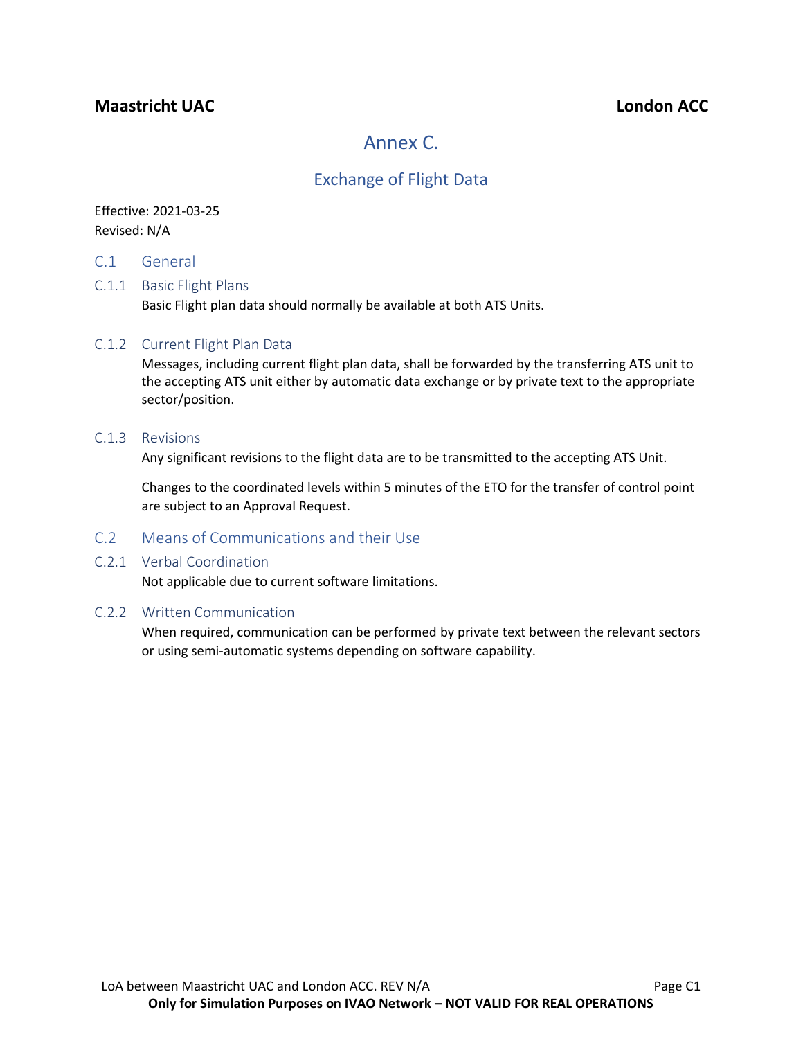# Annex C.

## Exchange of Flight Data

Effective: 2021-03-25
Revised: N/A

## C.1 General

### C.1.1 Basic Flight Plans

Basic Flight plan data should normally be available at both ATS Units.

### C.1.2 Current Flight Plan Data

Messages, including current flight plan data, shall be forwarded by the transferring ATS unit to the accepting ATS unit either by automatic data exchange or by private text to the appropriate sector/position.

### C.1.3 Revisions

Any significant revisions to the flight data are to be transmitted to the accepting ATS Unit.

Changes to the coordinated levels within 5 minutes of the ETO for the transfer of control point are subject to an Approval Request.

## C.2 Means of Communications and their Use

### C.2.1 Verbal Coordination

Not applicable due to current software limitations.

### C.2.2 Written Communication

When required, communication can be performed by private text between the relevant sectors or using semi-automatic systems depending on software capability.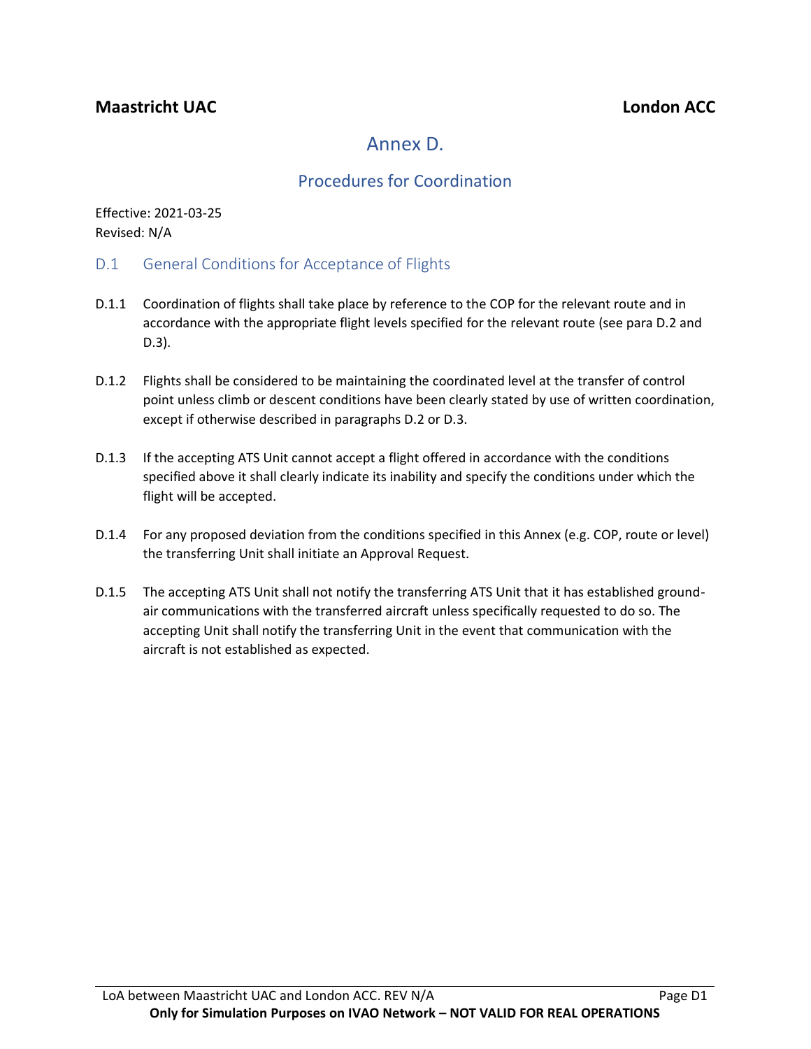**Maastricht UAC** **London ACC**

# Annex D.

## Procedures for Coordination

Effective: 2021-03-25
Revised: N/A

### D.1 General Conditions for Acceptance of Flights

D.1.1 Coordination of flights shall take place by reference to the COP for the relevant route and in accordance with the appropriate flight levels specified for the relevant route (see para D.2 and D.3).

D.1.2 Flights shall be considered to be maintaining the coordinated level at the transfer of control point unless climb or descent conditions have been clearly stated by use of written coordination, except if otherwise described in paragraphs D.2 or D.3.

D.1.3 If the accepting ATS Unit cannot accept a flight offered in accordance with the conditions specified above it shall clearly indicate its inability and specify the conditions under which the flight will be accepted.

D.1.4 For any proposed deviation from the conditions specified in this Annex (e.g. COP, route or level) the transferring Unit shall initiate an Approval Request.

D.1.5 The accepting ATS Unit shall not notify the transferring ATS Unit that it has established ground-air communications with the transferred aircraft unless specifically requested to do so. The accepting Unit shall notify the transferring Unit in the event that communication with the aircraft is not established as expected.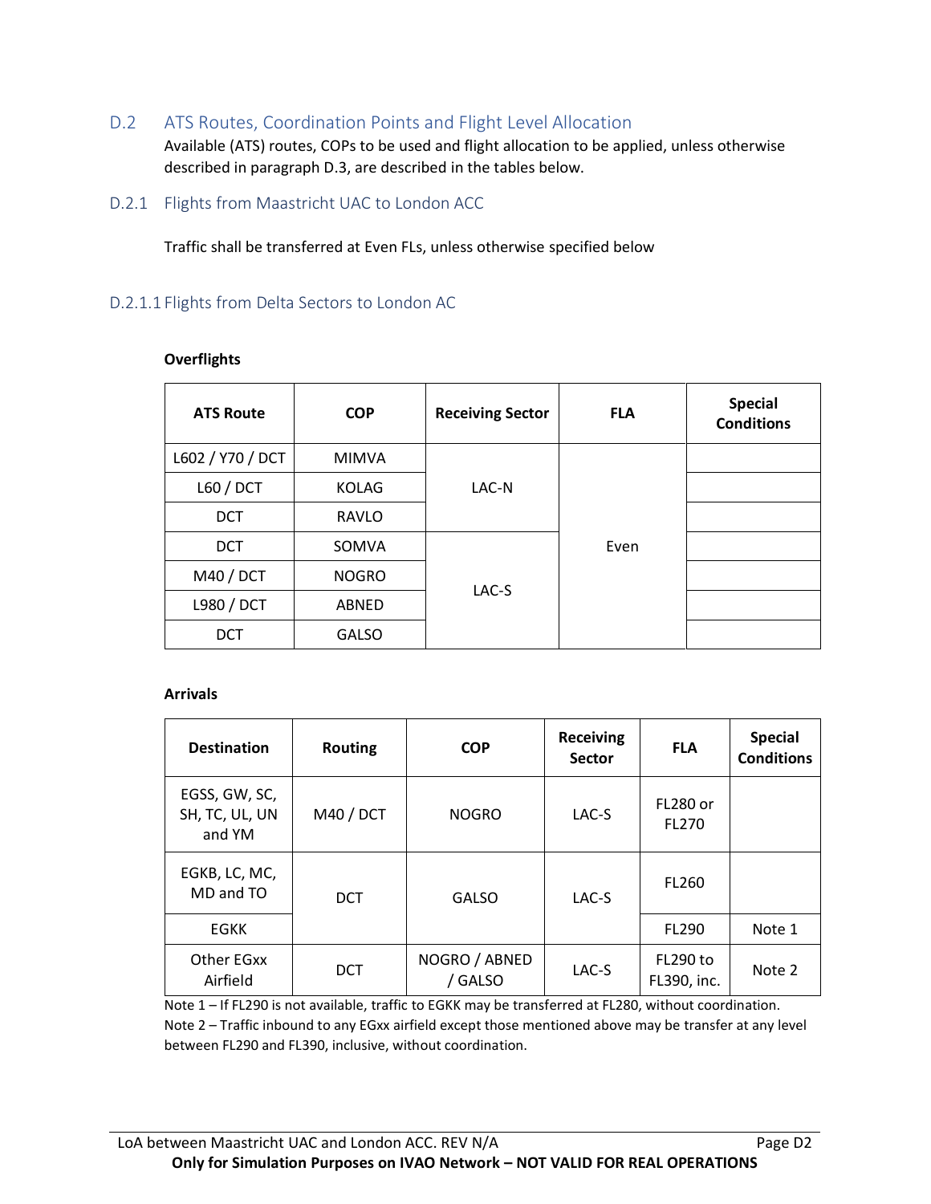## D.2 ATS Routes, Coordination Points and Flight Level Allocation

Available (ATS) routes, COPs to be used and flight allocation to be applied, unless otherwise described in paragraph D.3, are described in the tables below.

### D.2.1 Flights from Maastricht UAC to London ACC

Traffic shall be transferred at Even FLs, unless otherwise specified below

#### D.2.1.1 Flights from Delta Sectors to London AC

**Overflights**

| ATS Route | COP | Receiving Sector | FLA | Special Conditions |
|---|---|---|---|---|
| L602 / Y70 / DCT | MIMVA | LAC-N | Even | |
| L60 / DCT | KOLAG | | | |
| DCT | RAVLO | | | |
| DCT | SOMVA | LAC-S | | |
| M40 / DCT | NOGRO | | | |
| L980 / DCT | ABNED | | | |
| DCT | GALSO | | | |

**Arrivals**

| Destination | Routing | COP | Receiving Sector | FLA | Special Conditions |
|---|---|---|---|---|---|
| EGSS, GW, SC, SH, TC, UL, UN and YM | M40 / DCT | NOGRO | LAC-S | FL280 or FL270 | |
| EGKB, LC, MC, MD and TO | DCT | GALSO | LAC-S | FL260 | |
| EGKK | | | | FL290 | Note 1 |
| Other EGxx Airfield | DCT | NOGRO / ABNED / GALSO | LAC-S | FL290 to FL390, inc. | Note 2 |

Note 1 – If FL290 is not available, traffic to EGKK may be transferred at FL280, without coordination.
Note 2 – Traffic inbound to any EGxx airfield except those mentioned above may be transfer at any level between FL290 and FL390, inclusive, without coordination.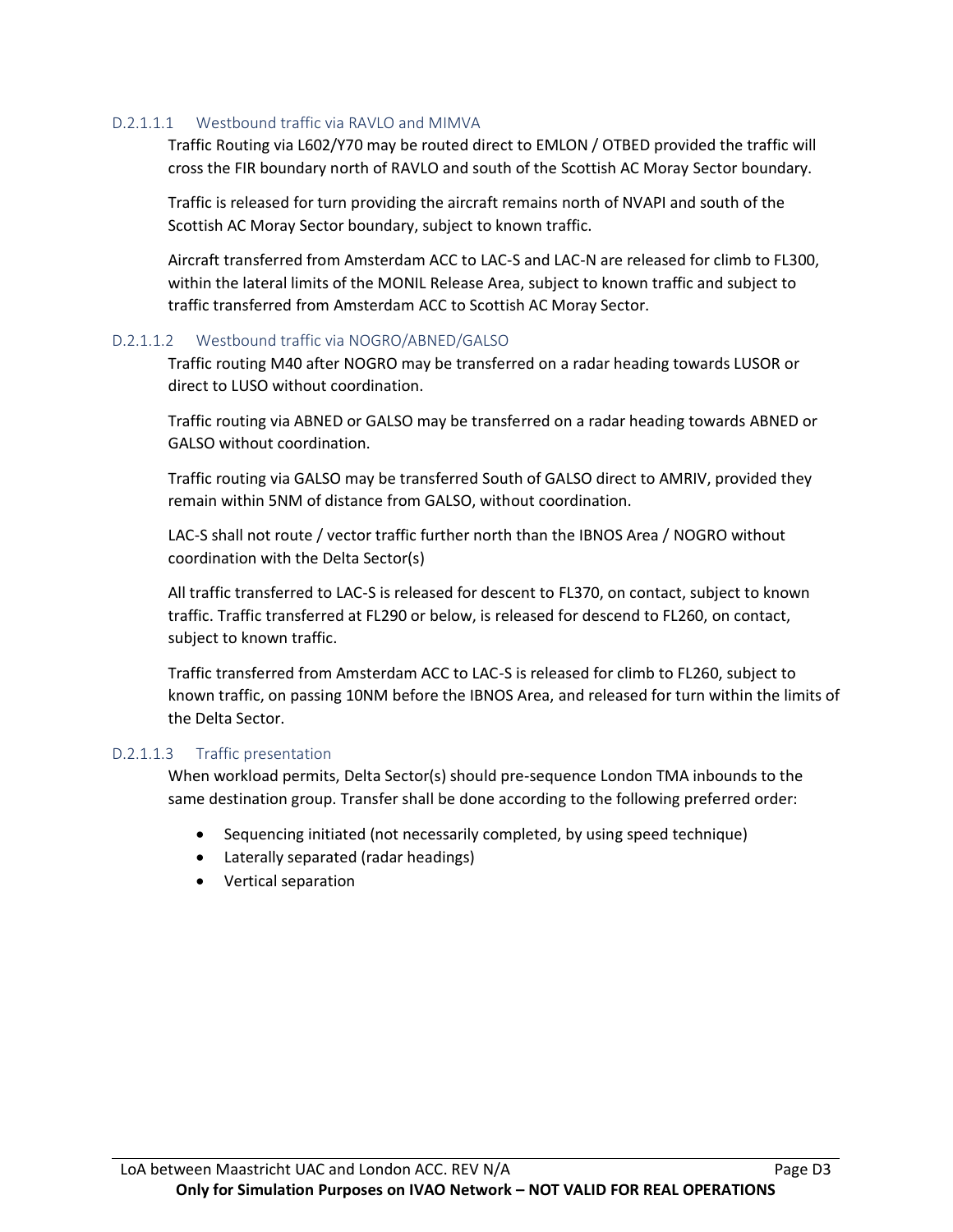#### D.2.1.1.1 Westbound traffic via RAVLO and MIMVA

Traffic Routing via L602/Y70 may be routed direct to EMLON / OTBED provided the traffic will cross the FIR boundary north of RAVLO and south of the Scottish AC Moray Sector boundary.

Traffic is released for turn providing the aircraft remains north of NVAPI and south of the Scottish AC Moray Sector boundary, subject to known traffic.

Aircraft transferred from Amsterdam ACC to LAC-S and LAC-N are released for climb to FL300, within the lateral limits of the MONIL Release Area, subject to known traffic and subject to traffic transferred from Amsterdam ACC to Scottish AC Moray Sector.

#### D.2.1.1.2 Westbound traffic via NOGRO/ABNED/GALSO

Traffic routing M40 after NOGRO may be transferred on a radar heading towards LUSOR or direct to LUSO without coordination.

Traffic routing via ABNED or GALSO may be transferred on a radar heading towards ABNED or GALSO without coordination.

Traffic routing via GALSO may be transferred South of GALSO direct to AMRIV, provided they remain within 5NM of distance from GALSO, without coordination.

LAC-S shall not route / vector traffic further north than the IBNOS Area / NOGRO without coordination with the Delta Sector(s)

All traffic transferred to LAC-S is released for descent to FL370, on contact, subject to known traffic. Traffic transferred at FL290 or below, is released for descend to FL260, on contact, subject to known traffic.

Traffic transferred from Amsterdam ACC to LAC-S is released for climb to FL260, subject to known traffic, on passing 10NM before the IBNOS Area, and released for turn within the limits of the Delta Sector.

#### D.2.1.1.3 Traffic presentation

When workload permits, Delta Sector(s) should pre-sequence London TMA inbounds to the same destination group. Transfer shall be done according to the following preferred order:

- Sequencing initiated (not necessarily completed, by using speed technique)
- Laterally separated (radar headings)
- Vertical separation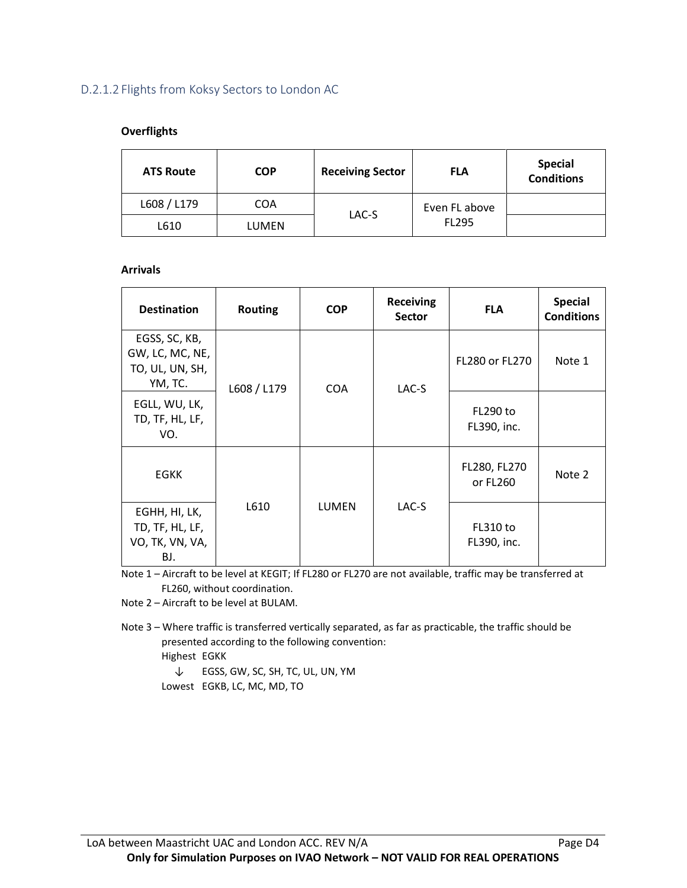### D.2.1.2 Flights from Koksy Sectors to London AC

**Overflights**

| ATS Route | COP | Receiving Sector | FLA | Special Conditions |
|---|---|---|---|---|
| L608 / L179 | COA | LAC-S | Even FL above FL295 | |
| L610 | LUMEN | | | |

**Arrivals**

| Destination | Routing | COP | Receiving Sector | FLA | Special Conditions |
|---|---|---|---|---|---|
| EGSS, SC, KB, GW, LC, MC, NE, TO, UL, UN, SH, YM, TC. | L608 / L179 | COA | LAC-S | FL280 or FL270 | Note 1 |
| EGLL, WU, LK, TD, TF, HL, LF, VO. | | | | FL290 to FL390, inc. | |
| EGKK | L610 | LUMEN | LAC-S | FL280, FL270 or FL260 | Note 2 |
| EGHH, HI, LK, TD, TF, HL, LF, VO, TK, VN, VA, BJ. | | | | FL310 to FL390, inc. | |

Note 1 – Aircraft to be level at KEGIT; If FL280 or FL270 are not available, traffic may be transferred at FL260, without coordination.

Note 2 – Aircraft to be level at BULAM.

Note 3 – Where traffic is transferred vertically separated, as far as practicable, the traffic should be presented according to the following convention:

Highest EGKK

↓ EGSS, GW, SC, SH, TC, UL, UN, YM

Lowest EGKB, LC, MC, MD, TO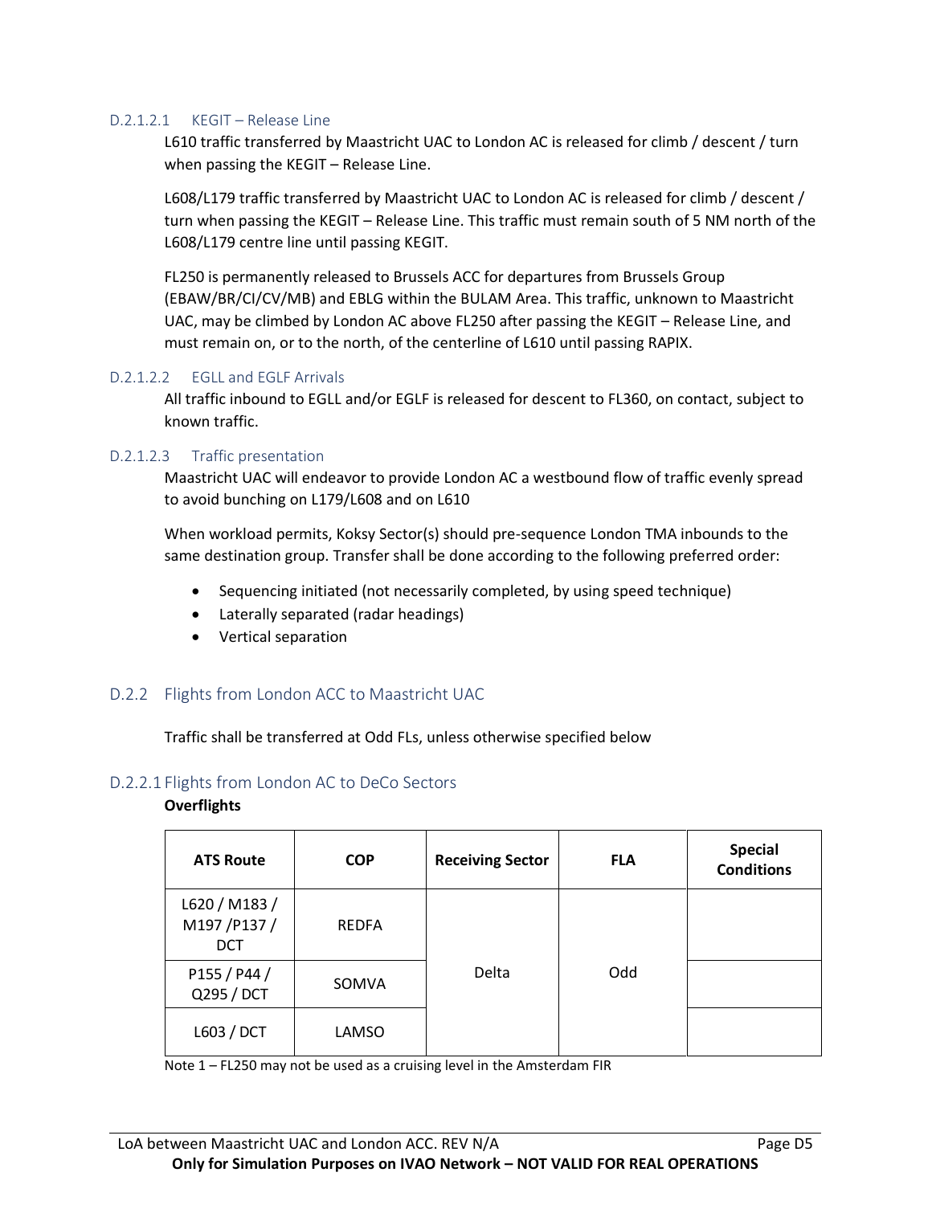#### D.2.1.2.1 KEGIT – Release Line

L610 traffic transferred by Maastricht UAC to London AC is released for climb / descent / turn when passing the KEGIT – Release Line.

L608/L179 traffic transferred by Maastricht UAC to London AC is released for climb / descent / turn when passing the KEGIT – Release Line. This traffic must remain south of 5 NM north of the L608/L179 centre line until passing KEGIT.

FL250 is permanently released to Brussels ACC for departures from Brussels Group (EBAW/BR/CI/CV/MB) and EBLG within the BULAM Area. This traffic, unknown to Maastricht UAC, may be climbed by London AC above FL250 after passing the KEGIT – Release Line, and must remain on, or to the north, of the centerline of L610 until passing RAPIX.

#### D.2.1.2.2 EGLL and EGLF Arrivals

All traffic inbound to EGLL and/or EGLF is released for descent to FL360, on contact, subject to known traffic.

#### D.2.1.2.3 Traffic presentation

Maastricht UAC will endeavor to provide London AC a westbound flow of traffic evenly spread to avoid bunching on L179/L608 and on L610

When workload permits, Koksy Sector(s) should pre-sequence London TMA inbounds to the same destination group. Transfer shall be done according to the following preferred order:

- Sequencing initiated (not necessarily completed, by using speed technique)
- Laterally separated (radar headings)
- Vertical separation

## D.2.2 Flights from London ACC to Maastricht UAC

Traffic shall be transferred at Odd FLs, unless otherwise specified below

### D.2.2.1 Flights from London AC to DeCo Sectors

**Overflights**

| ATS Route | COP | Receiving Sector | FLA | Special Conditions |
|---|---|---|---|---|
| L620 / M183 / M197 /P137 / DCT | REDFA | Delta | Odd | |
| P155 / P44 / Q295 / DCT | SOMVA | | | |
| L603 / DCT | LAMSO | | | |

Note 1 – FL250 may not be used as a cruising level in the Amsterdam FIR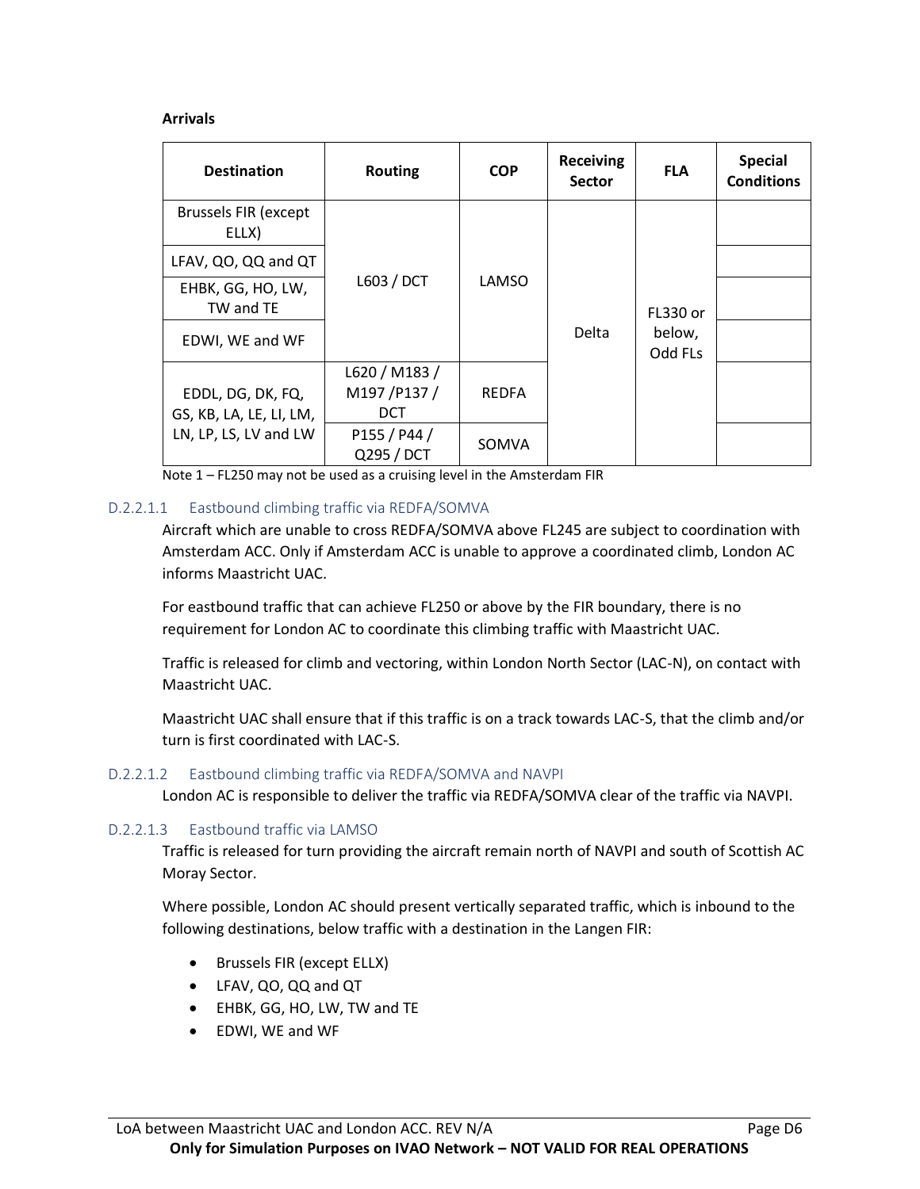**Arrivals**

| Destination | Routing | COP | Receiving Sector | FLA | Special Conditions |
|---|---|---|---|---|---|
| Brussels FIR (except ELLX) | L603 / DCT | LAMSO | Delta | FL330 or below, Odd FLs | |
| LFAV, QO, QQ and QT | | | | | |
| EHBK, GG, HO, LW, TW and TE | | | | | |
| EDWI, WE and WF | | | | | |
| EDDL, DG, DK, FQ, GS, KB, LA, LE, LI, LM, LN, LP, LS, LV and LW | L620 / M183 / M197 /P137 / DCT | REDFA | | | |
| | P155 / P44 / Q295 / DCT | SOMVA | | | |

Note 1 – FL250 may not be used as a cruising level in the Amsterdam FIR

#### D.2.2.1.1 Eastbound climbing traffic via REDFA/SOMVA

Aircraft which are unable to cross REDFA/SOMVA above FL245 are subject to coordination with Amsterdam ACC. Only if Amsterdam ACC is unable to approve a coordinated climb, London AC informs Maastricht UAC.

For eastbound traffic that can achieve FL250 or above by the FIR boundary, there is no requirement for London AC to coordinate this climbing traffic with Maastricht UAC.

Traffic is released for climb and vectoring, within London North Sector (LAC-N), on contact with Maastricht UAC.

Maastricht UAC shall ensure that if this traffic is on a track towards LAC-S, that the climb and/or turn is first coordinated with LAC-S.

#### D.2.2.1.2 Eastbound climbing traffic via REDFA/SOMVA and NAVPI

London AC is responsible to deliver the traffic via REDFA/SOMVA clear of the traffic via NAVPI.

#### D.2.2.1.3 Eastbound traffic via LAMSO

Traffic is released for turn providing the aircraft remain north of NAVPI and south of Scottish AC Moray Sector.

Where possible, London AC should present vertically separated traffic, which is inbound to the following destinations, below traffic with a destination in the Langen FIR:

- Brussels FIR (except ELLX)
- LFAV, QO, QQ and QT
- EHBK, GG, HO, LW, TW and TE
- EDWI, WE and WF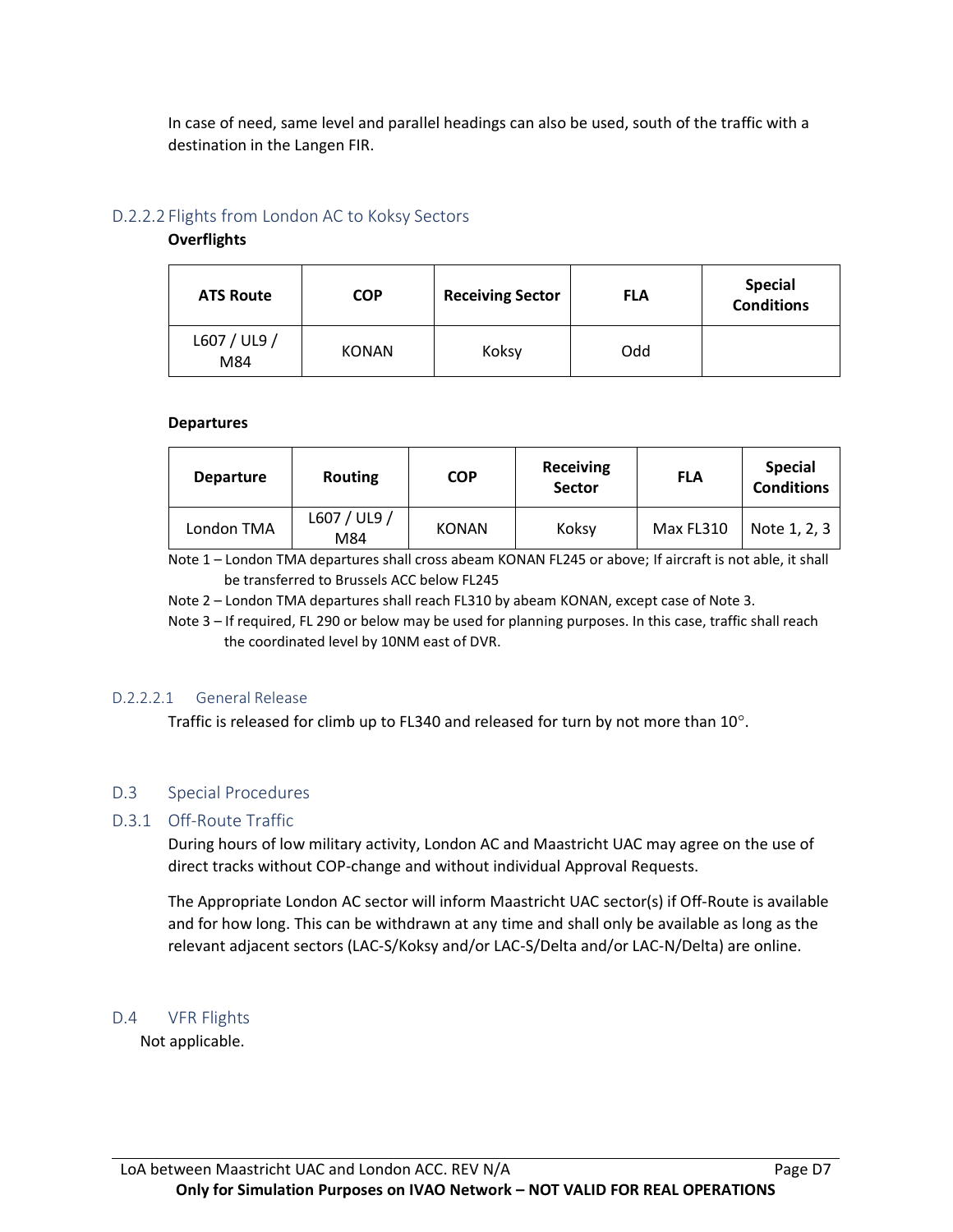In case of need, same level and parallel headings can also be used, south of the traffic with a destination in the Langen FIR.

### D.2.2.2 Flights from London AC to Koksy Sectors

**Overflights**

| ATS Route | COP | Receiving Sector | FLA | Special Conditions |
|---|---|---|---|---|
| L607 / UL9 / M84 | KONAN | Koksy | Odd | |

**Departures**

| Departure | Routing | COP | Receiving Sector | FLA | Special Conditions |
|---|---|---|---|---|---|
| London TMA | L607 / UL9 / M84 | KONAN | Koksy | Max FL310 | Note 1, 2, 3 |

Note 1 – London TMA departures shall cross abeam KONAN FL245 or above; If aircraft is not able, it shall be transferred to Brussels ACC below FL245

Note 2 – London TMA departures shall reach FL310 by abeam KONAN, except case of Note 3.

Note 3 – If required, FL 290 or below may be used for planning purposes. In this case, traffic shall reach the coordinated level by 10NM east of DVR.

#### D.2.2.2.1 General Release

Traffic is released for climb up to FL340 and released for turn by not more than 10°.

## D.3 Special Procedures

### D.3.1 Off-Route Traffic

During hours of low military activity, London AC and Maastricht UAC may agree on the use of direct tracks without COP-change and without individual Approval Requests.

The Appropriate London AC sector will inform Maastricht UAC sector(s) if Off-Route is available and for how long. This can be withdrawn at any time and shall only be available as long as the relevant adjacent sectors (LAC-S/Koksy and/or LAC-S/Delta and/or LAC-N/Delta) are online.

## D.4 VFR Flights

Not applicable.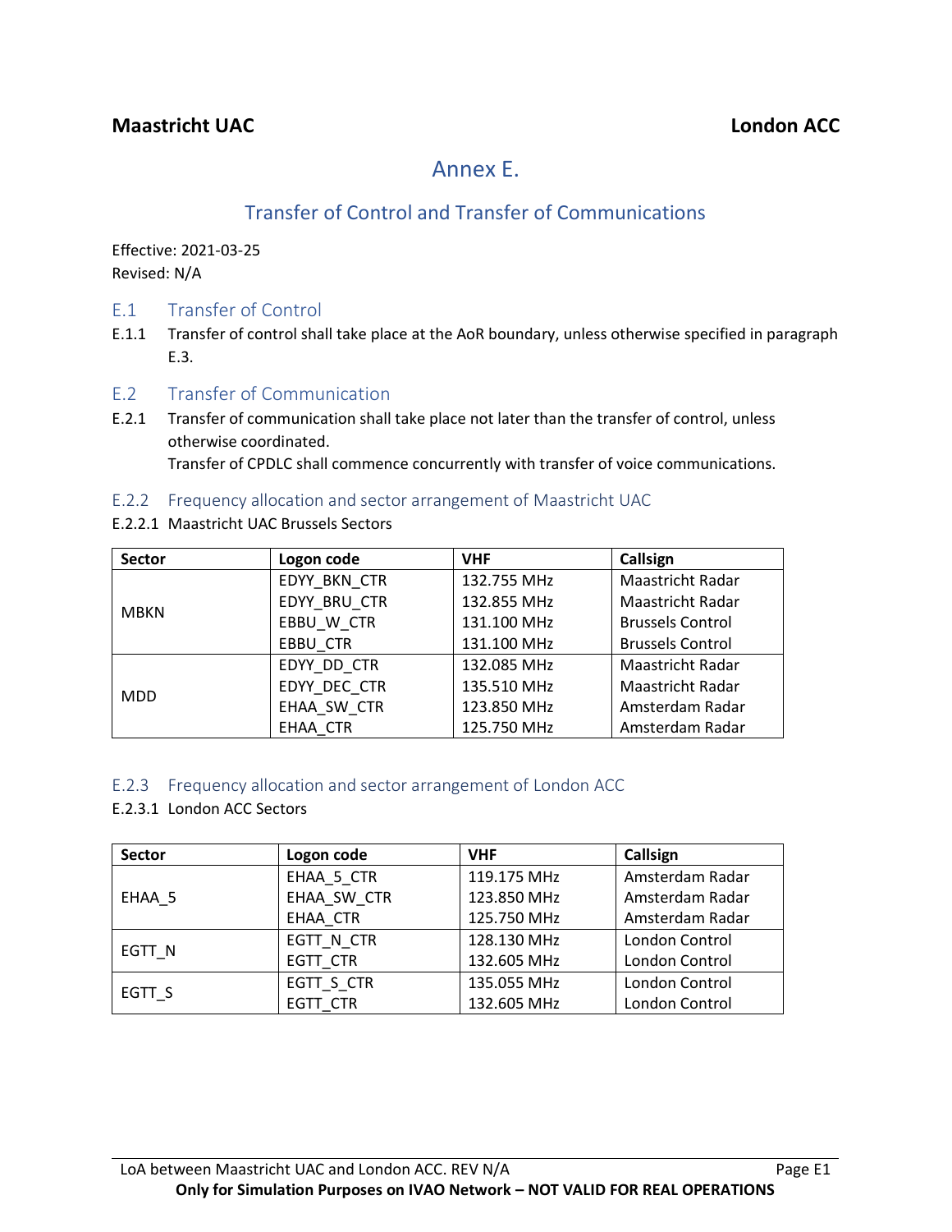**Maastricht UAC** **London ACC**

# Annex E.

## Transfer of Control and Transfer of Communications

Effective: 2021-03-25
Revised: N/A

### E.1 Transfer of Control

E.1.1 Transfer of control shall take place at the AoR boundary, unless otherwise specified in paragraph E.3.

### E.2 Transfer of Communication

E.2.1 Transfer of communication shall take place not later than the transfer of control, unless otherwise coordinated.
Transfer of CPDLC shall commence concurrently with transfer of voice communications.

#### E.2.2 Frequency allocation and sector arrangement of Maastricht UAC

E.2.2.1 Maastricht UAC Brussels Sectors

| Sector | Logon code | VHF | Callsign |
|---|---|---|---|
| MBKN | EDYY_BKN_CTR | 132.755 MHz | Maastricht Radar |
| | EDYY_BRU_CTR | 132.855 MHz | Maastricht Radar |
| | EBBU_W_CTR | 131.100 MHz | Brussels Control |
| | EBBU_CTR | 131.100 MHz | Brussels Control |
| MDD | EDYY_DD_CTR | 132.085 MHz | Maastricht Radar |
| | EDYY_DEC_CTR | 135.510 MHz | Maastricht Radar |
| | EHAA_SW_CTR | 123.850 MHz | Amsterdam Radar |
| | EHAA_CTR | 125.750 MHz | Amsterdam Radar |

#### E.2.3 Frequency allocation and sector arrangement of London ACC

E.2.3.1 London ACC Sectors

| Sector | Logon code | VHF | Callsign |
|---|---|---|---|
| EHAA_5 | EHAA_5_CTR | 119.175 MHz | Amsterdam Radar |
| | EHAA_SW_CTR | 123.850 MHz | Amsterdam Radar |
| | EHAA_CTR | 125.750 MHz | Amsterdam Radar |
| EGTT_N | EGTT_N_CTR | 128.130 MHz | London Control |
| | EGTT_CTR | 132.605 MHz | London Control |
| EGTT_S | EGTT_S_CTR | 135.055 MHz | London Control |
| | EGTT_CTR | 132.605 MHz | London Control |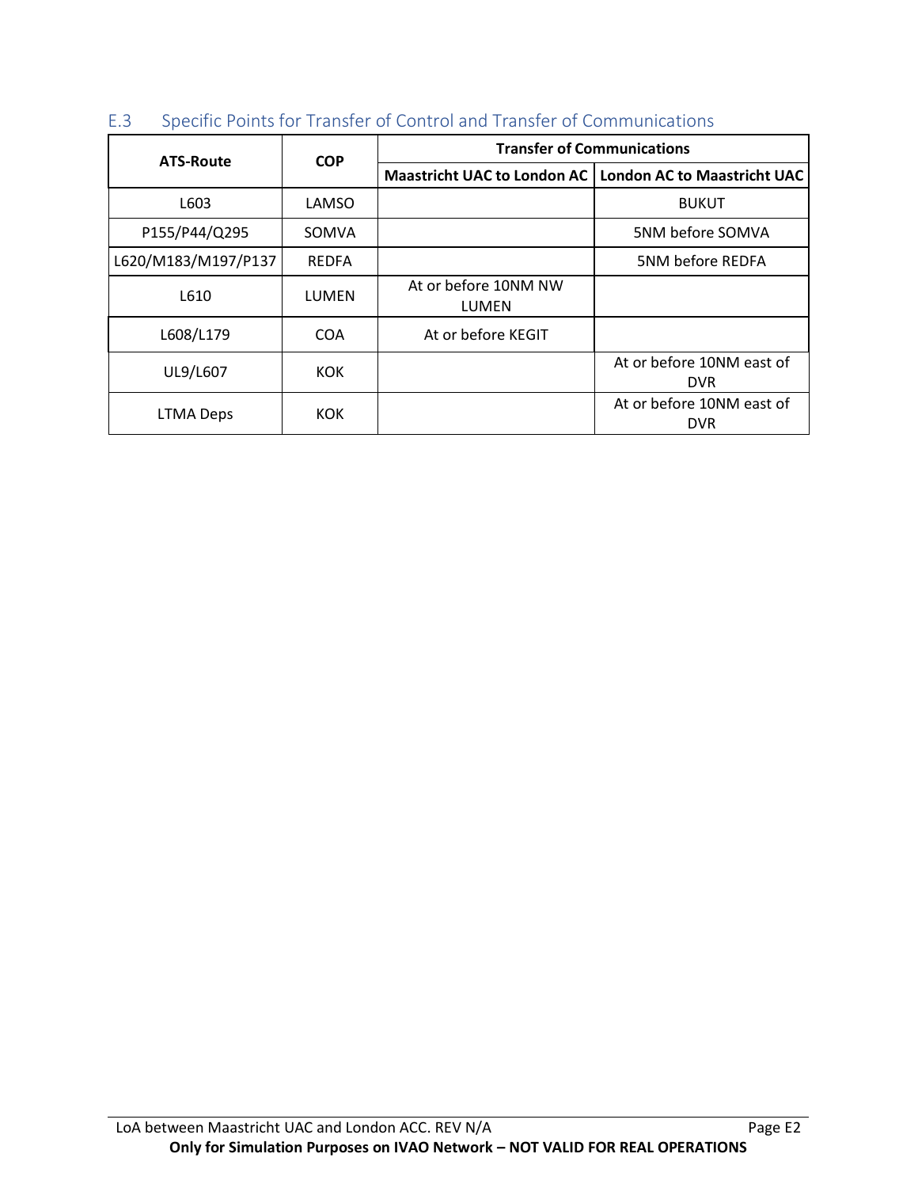## E.3 Specific Points for Transfer of Control and Transfer of Communications

| ATS-Route | COP | Transfer of Communications | |
|---|---|---|---|
| | | Maastricht UAC to London AC | London AC to Maastricht UAC |
| L603 | LAMSO | | BUKUT |
| P155/P44/Q295 | SOMVA | | 5NM before SOMVA |
| L620/M183/M197/P137 | REDFA | | 5NM before REDFA |
| L610 | LUMEN | At or before 10NM NW LUMEN | |
| L608/L179 | COA | At or before KEGIT | |
| UL9/L607 | KOK | | At or before 10NM east of DVR |
| LTMA Deps | KOK | | At or before 10NM east of DVR |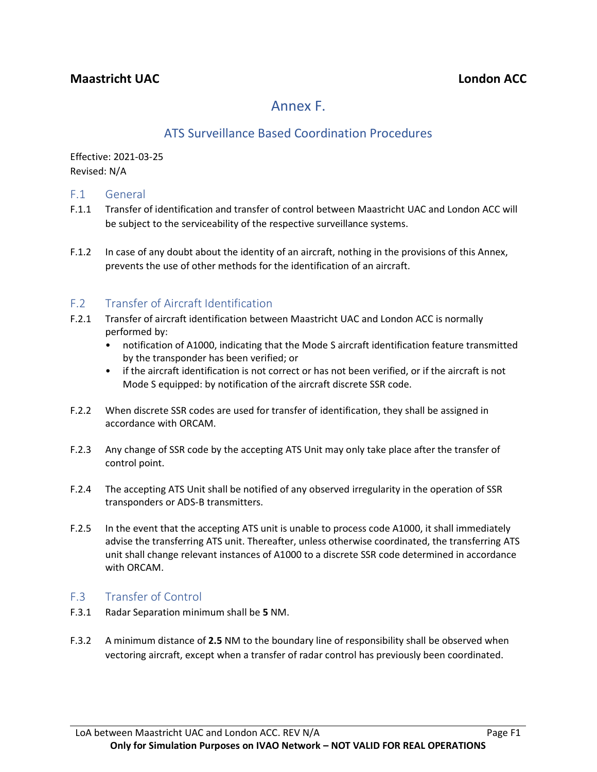**Maastricht UAC** **London ACC**

# Annex F.

## ATS Surveillance Based Coordination Procedures

Effective: 2021-03-25
Revised: N/A

### F.1 General

F.1.1 Transfer of identification and transfer of control between Maastricht UAC and London ACC will be subject to the serviceability of the respective surveillance systems.

F.1.2 In case of any doubt about the identity of an aircraft, nothing in the provisions of this Annex, prevents the use of other methods for the identification of an aircraft.

### F.2 Transfer of Aircraft Identification

F.2.1 Transfer of aircraft identification between Maastricht UAC and London ACC is normally performed by:

- notification of A1000, indicating that the Mode S aircraft identification feature transmitted by the transponder has been verified; or
- if the aircraft identification is not correct or has not been verified, or if the aircraft is not Mode S equipped: by notification of the aircraft discrete SSR code.

F.2.2 When discrete SSR codes are used for transfer of identification, they shall be assigned in accordance with ORCAM.

F.2.3 Any change of SSR code by the accepting ATS Unit may only take place after the transfer of control point.

F.2.4 The accepting ATS Unit shall be notified of any observed irregularity in the operation of SSR transponders or ADS-B transmitters.

F.2.5 In the event that the accepting ATS unit is unable to process code A1000, it shall immediately advise the transferring ATS unit. Thereafter, unless otherwise coordinated, the transferring ATS unit shall change relevant instances of A1000 to a discrete SSR code determined in accordance with ORCAM.

### F.3 Transfer of Control

F.3.1 Radar Separation minimum shall be **5** NM.

F.3.2 A minimum distance of **2.5** NM to the boundary line of responsibility shall be observed when vectoring aircraft, except when a transfer of radar control has previously been coordinated.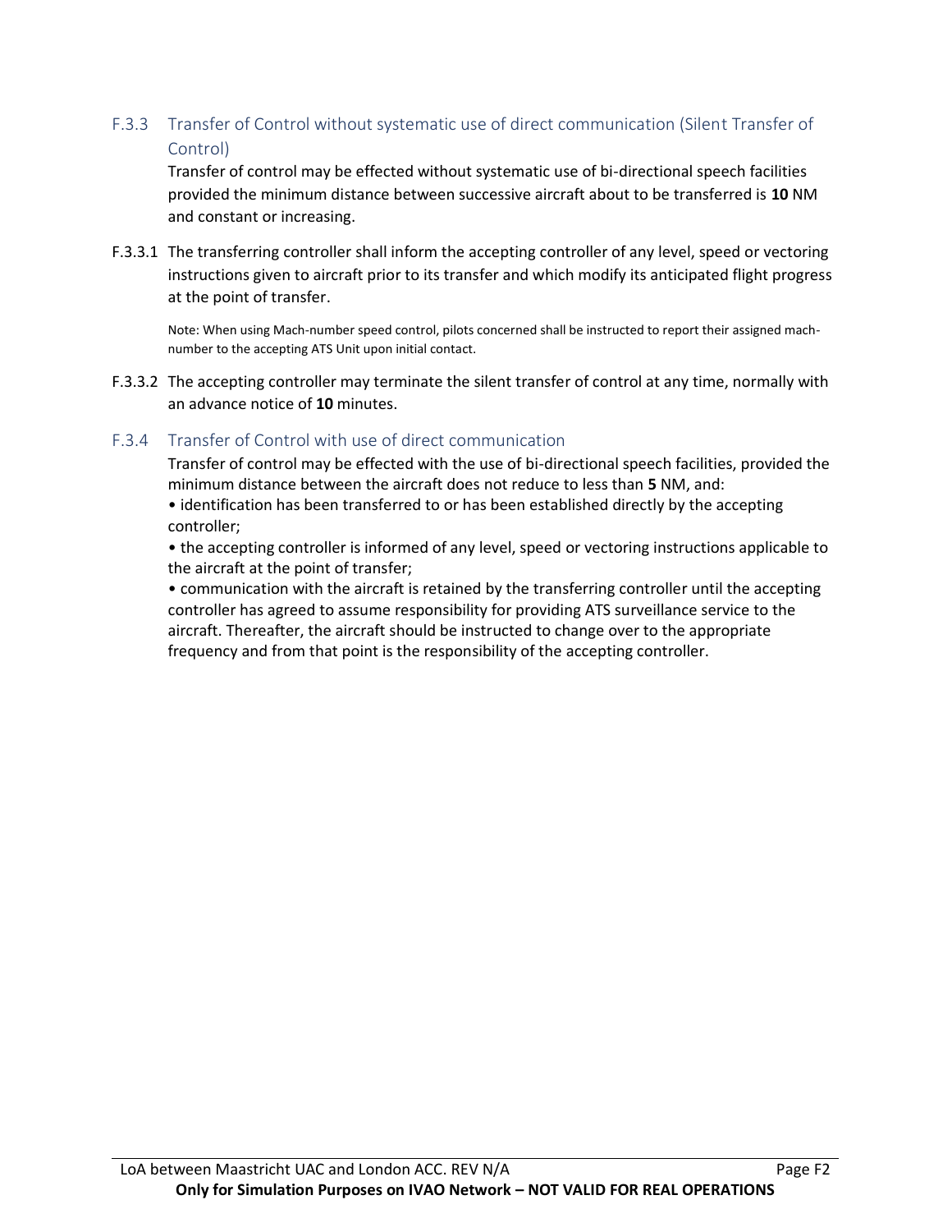### F.3.3 Transfer of Control without systematic use of direct communication (Silent Transfer of Control)

Transfer of control may be effected without systematic use of bi-directional speech facilities provided the minimum distance between successive aircraft about to be transferred is **10** NM and constant or increasing.

F.3.3.1 The transferring controller shall inform the accepting controller of any level, speed or vectoring instructions given to aircraft prior to its transfer and which modify its anticipated flight progress at the point of transfer.

Note: When using Mach-number speed control, pilots concerned shall be instructed to report their assigned mach-number to the accepting ATS Unit upon initial contact.

F.3.3.2 The accepting controller may terminate the silent transfer of control at any time, normally with an advance notice of **10** minutes.

### F.3.4 Transfer of Control with use of direct communication

Transfer of control may be effected with the use of bi-directional speech facilities, provided the minimum distance between the aircraft does not reduce to less than **5** NM, and:

- identification has been transferred to or has been established directly by the accepting controller;
- the accepting controller is informed of any level, speed or vectoring instructions applicable to the aircraft at the point of transfer;
- communication with the aircraft is retained by the transferring controller until the accepting controller has agreed to assume responsibility for providing ATS surveillance service to the aircraft. Thereafter, the aircraft should be instructed to change over to the appropriate frequency and from that point is the responsibility of the accepting controller.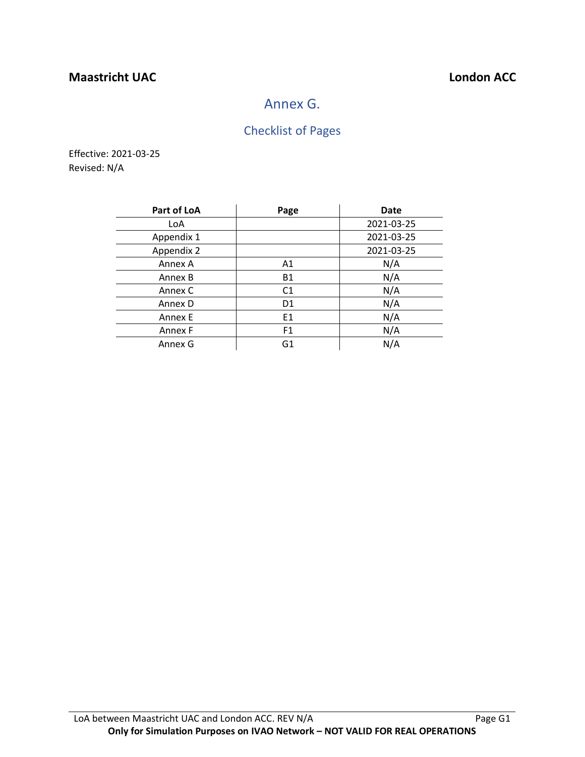**Maastricht UAC** **London ACC**

# Annex G.

## Checklist of Pages

Effective: 2021-03-25
Revised: N/A

| Part of LoA | Page | Date |
|---|---|---|
| LoA | | 2021-03-25 |
| Appendix 1 | | 2021-03-25 |
| Appendix 2 | | 2021-03-25 |
| Annex A | A1 | N/A |
| Annex B | B1 | N/A |
| Annex C | C1 | N/A |
| Annex D | D1 | N/A |
| Annex E | E1 | N/A |
| Annex F | F1 | N/A |
| Annex G | G1 | N/A |